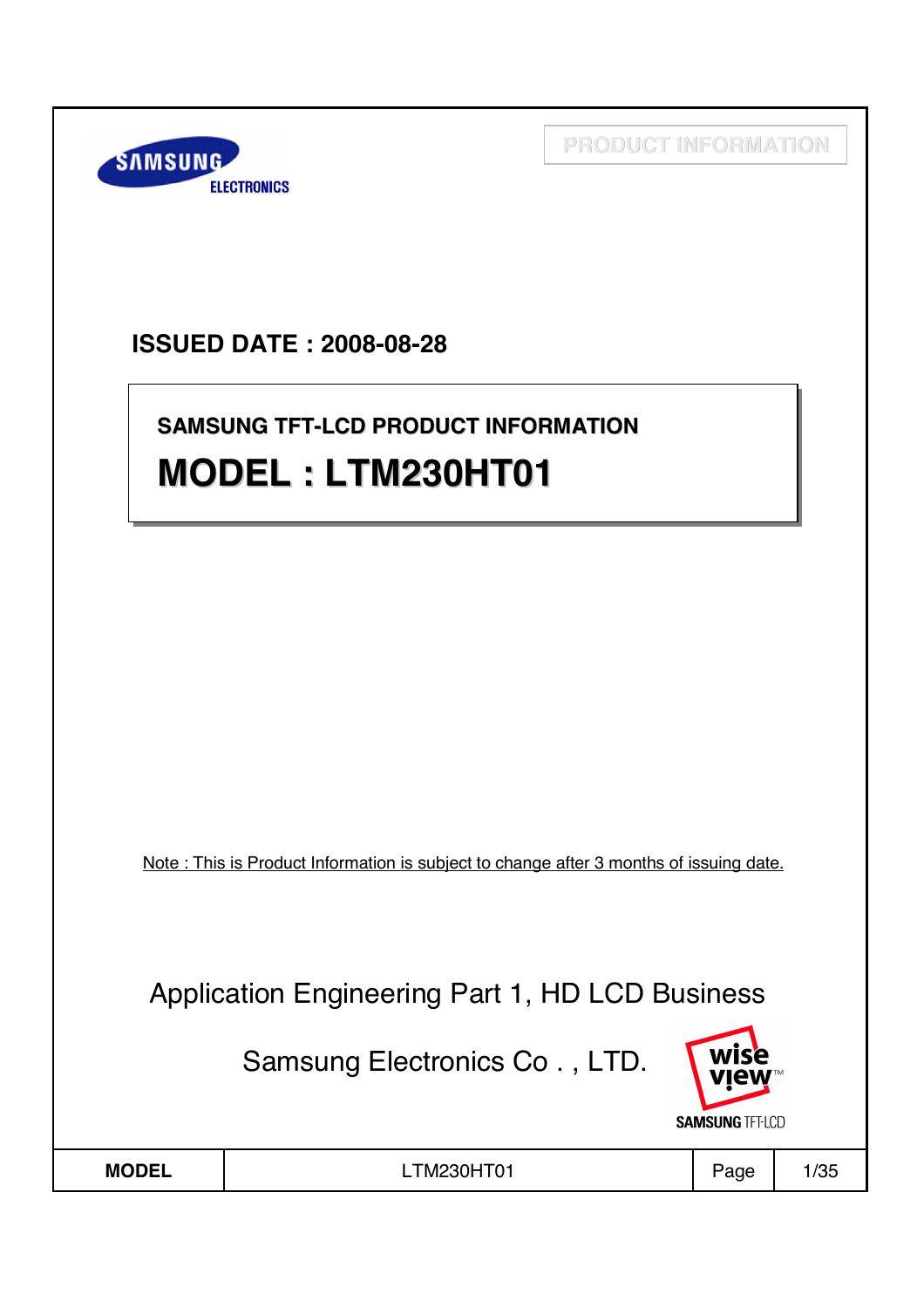PRODUCT INFORMATION

**ISSUED DATE : 2008-08-28**

**SAMSUNG TFT-LCD PRODUCT INFORMATION**

# MODEL : LTM230HT01

Note : This is Product Information is subject to change after 3 months of issuing date.

Application Engineering Part 1, HD LCD Business

Samsung Electronics Co . , LTD.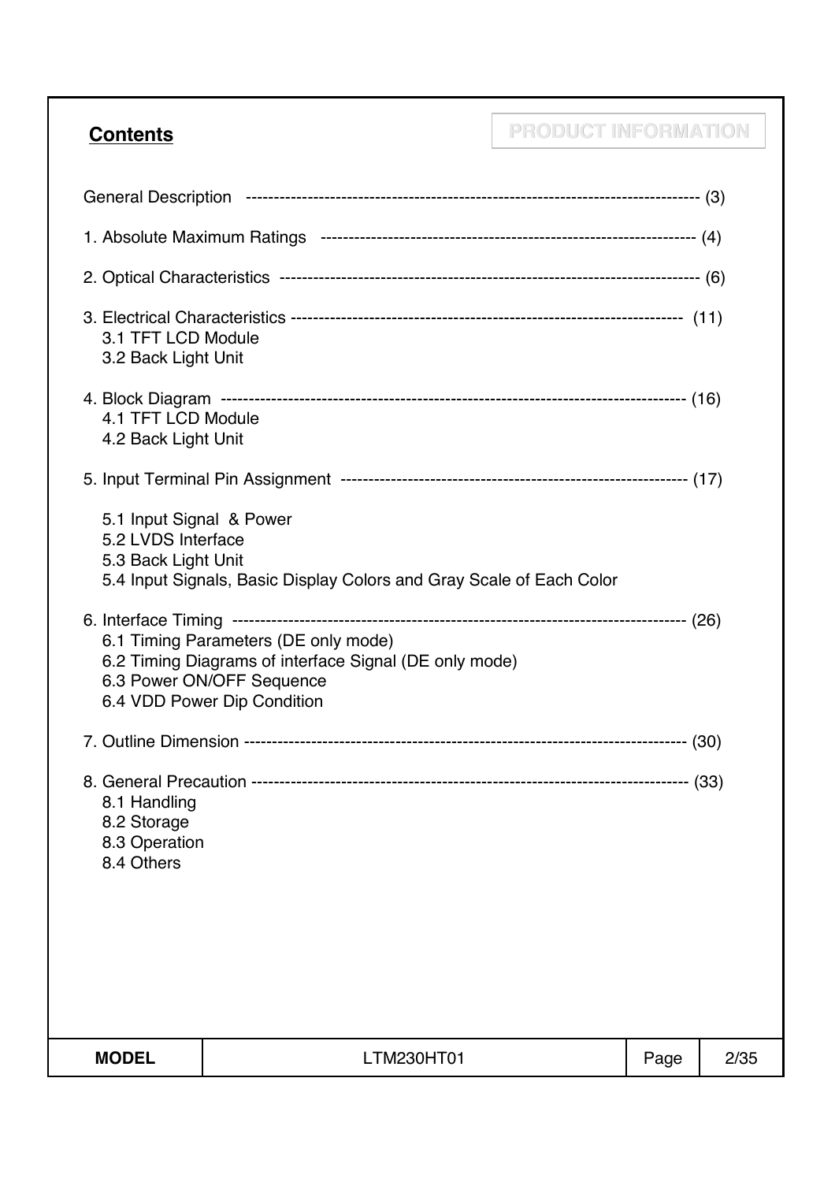## Contents

PRODUCT INFORMATION

General Description ---------------------------------------------------------------------------------- (3)

1. Absolute Maximum Ratings ----------------------------------------------------------------- (4)

2. Optical Characteristics ------------------------------------------------------------------------ (6)

3. Electrical Characteristics --------------------------------------------------------------------- (11)
   - 3.1 TFT LCD Module
   - 3.2 Back Light Unit

4. Block Diagram --------------------------------------------------------------------------------- (16)
   - 4.1 TFT LCD Module
   - 4.2 Back Light Unit

5. Input Terminal Pin Assignment ------------------------------------------------------------ (17)
   - 5.1 Input Signal & Power
   - 5.2 LVDS Interface
   - 5.3 Back Light Unit
   - 5.4 Input Signals, Basic Display Colors and Gray Scale of Each Color

6. Interface Timing ------------------------------------------------------------------------------ (26)
   - 6.1 Timing Parameters (DE only mode)
   - 6.2 Timing Diagrams of interface Signal (DE only mode)
   - 6.3 Power ON/OFF Sequence
   - 6.4 VDD Power Dip Condition

7. Outline Dimension ---------------------------------------------------------------------------- (30)

8. General Precaution --------------------------------------------------------------------------- (33)
   - 8.1 Handling
   - 8.2 Storage
   - 8.3 Operation
   - 8.4 Others

| MODEL | LTM230HT01 | Page | 2/35 |
|---|---|---|---|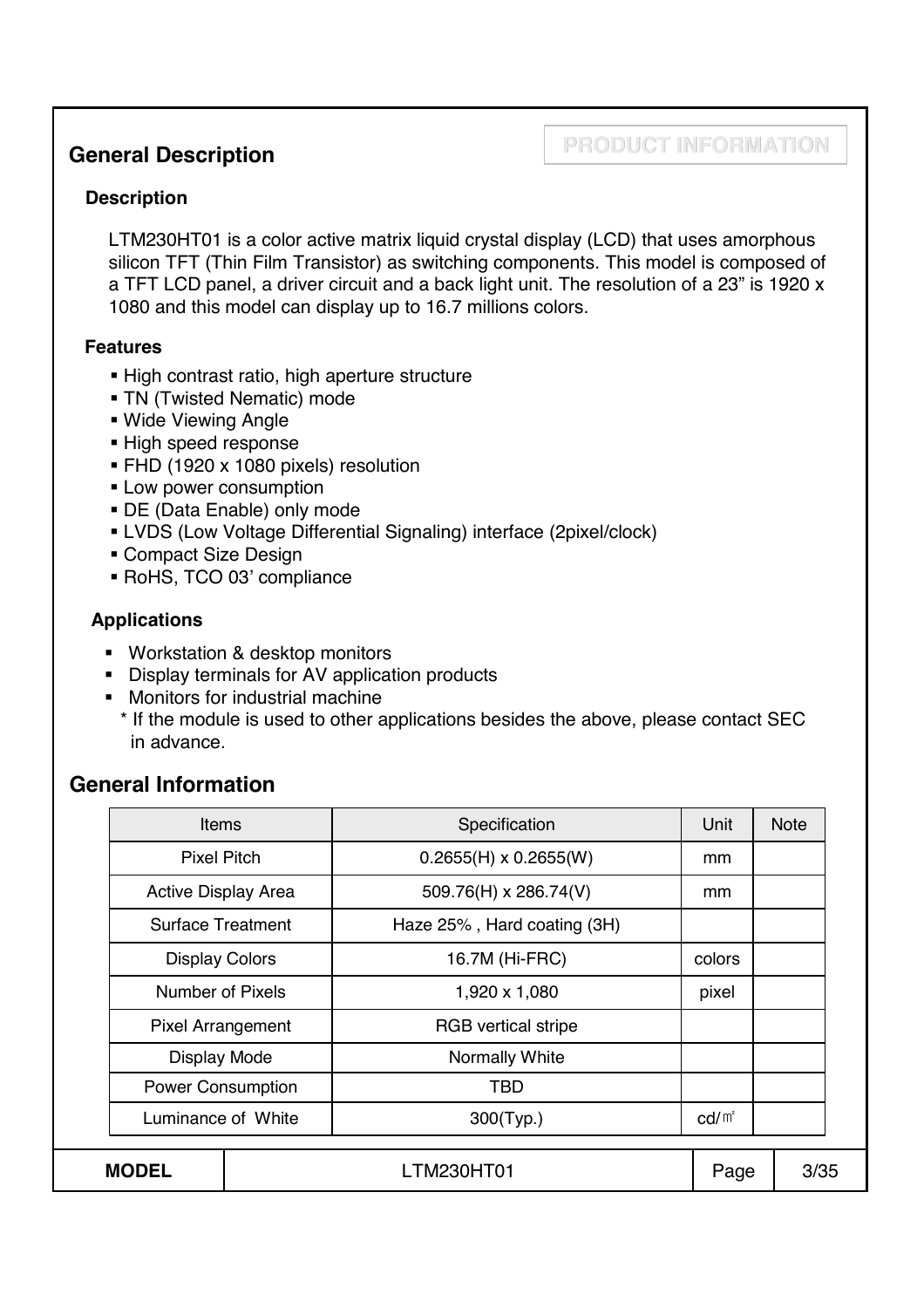## General Description

PRODUCT INFORMATION

### Description

LTM230HT01 is a color active matrix liquid crystal display (LCD) that uses amorphous silicon TFT (Thin Film Transistor) as switching components. This model is composed of a TFT LCD panel, a driver circuit and a back light unit. The resolution of a 23" is 1920 x 1080 and this model can display up to 16.7 millions colors.

### Features

- High contrast ratio, high aperture structure
- TN (Twisted Nematic) mode
- Wide Viewing Angle
- High speed response
- FHD (1920 x 1080 pixels) resolution
- Low power consumption
- DE (Data Enable) only mode
- LVDS (Low Voltage Differential Signaling) interface (2pixel/clock)
- Compact Size Design
- RoHS, TCO 03' compliance

### Applications

- Workstation & desktop monitors
- Display terminals for AV application products
- Monitors for industrial machine

\* If the module is used to other applications besides the above, please contact SEC in advance.

## General Information

| Items | Specification | Unit | Note |
|---|---|---|---|
| Pixel Pitch | 0.2655(H) x 0.2655(W) | mm | |
| Active Display Area | 509.76(H) x 286.74(V) | mm | |
| Surface Treatment | Haze 25% , Hard coating (3H) | | |
| Display Colors | 16.7M (Hi-FRC) | colors | |
| Number of Pixels | 1,920 x 1,080 | pixel | |
| Pixel Arrangement | RGB vertical stripe | | |
| Display Mode | Normally White | | |
| Power Consumption | TBD | | |
| Luminance of White | 300(Typ.) | cd/㎡ | |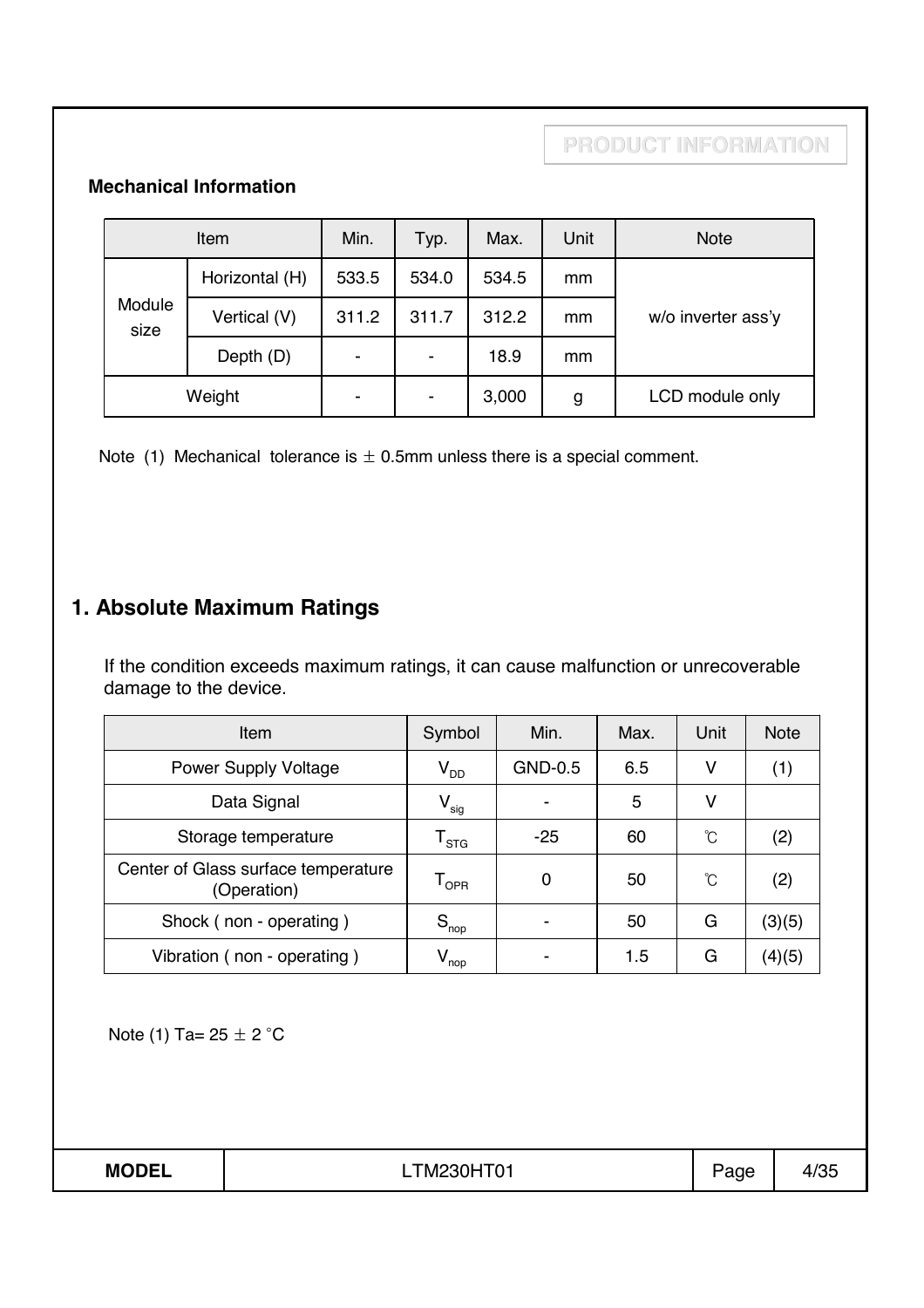PRODUCT INFORMATION

**Mechanical Information**

| Item | | Min. | Typ. | Max. | Unit | Note |
|---|---|---|---|---|---|---|
| Module size | Horizontal (H) | 533.5 | 534.0 | 534.5 | mm | w/o inverter ass'y |
| | Vertical (V) | 311.2 | 311.7 | 312.2 | mm | |
| | Depth (D) | - | - | 18.9 | mm | |
| Weight | | - | - | 3,000 | g | LCD module only |

Note (1) Mechanical tolerance is ± 0.5mm unless there is a special comment.

# 1. Absolute Maximum Ratings

If the condition exceeds maximum ratings, it can cause malfunction or unrecoverable damage to the device.

| Item | Symbol | Min. | Max. | Unit | Note |
|---|---|---|---|---|---|
| Power Supply Voltage | $V_{DD}$ | GND-0.5 | 6.5 | V | (1) |
| Data Signal | $V_{sig}$ | - | 5 | V | |
| Storage temperature | $T_{STG}$ | -25 | 60 | ℃ | (2) |
| Center of Glass surface temperature (Operation) | $T_{OPR}$ | 0 | 50 | ℃ | (2) |
| Shock ( non - operating ) | $S_{nop}$ | - | 50 | G | (3)(5) |
| Vibration ( non - operating ) | $V_{nop}$ | - | 1.5 | G | (4)(5) |

Note (1) Ta= 25 ± 2 °C

| MODEL | LTM230HT01 | Page | 4/35 |
|---|---|---|---|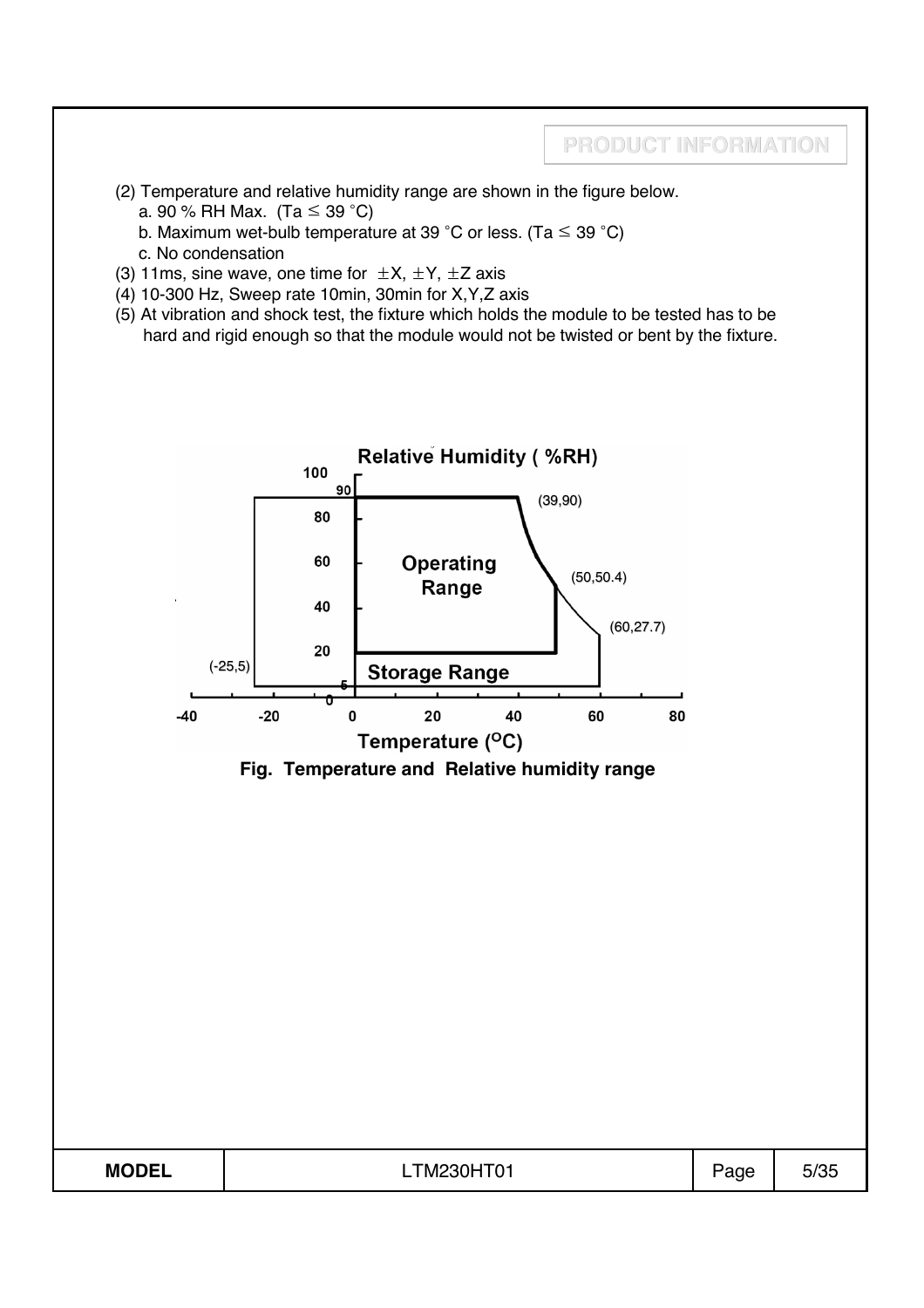(2) Temperature and relative humidity range are shown in the figure below.
   a. 90 % RH Max. (Ta ≤ 39 °C)
   b. Maximum wet-bulb temperature at 39 °C or less. (Ta ≤ 39 °C)
   c. No condensation

(3) 11ms, sine wave, one time for ±X, ±Y, ±Z axis

(4) 10-300 Hz, Sweep rate 10min, 30min for X,Y,Z axis

(5) At vibration and shock test, the fixture which holds the module to be tested has to be hard and rigid enough so that the module would not be twisted or bent by the fixture.

Fig. Temperature and Relative humidity range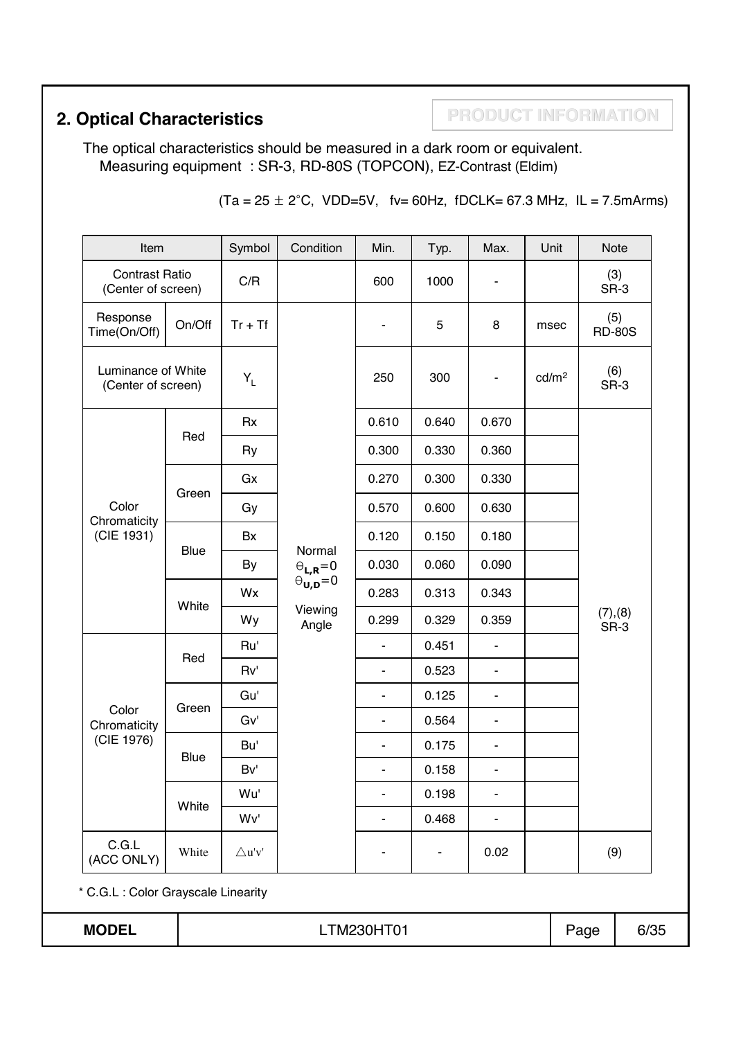## 2. Optical Characteristics

PRODUCT INFORMATION

The optical characteristics should be measured in a dark room or equivalent.
Measuring equipment : SR-3, RD-80S (TOPCON), EZ-Contrast (Eldim)

(Ta = 25 ± 2°C, VDD=5V, fv= 60Hz, fDCLK= 67.3 MHz, IL = 7.5mArms)

| Item | | Symbol | Condition | Min. | Typ. | Max. | Unit | Note |
|---|---|---|---|---|---|---|---|---|
| Contrast Ratio (Center of screen) | | C/R | | 600 | 1000 | - | | (3) SR-3 |
| Response Time(On/Off) | On/Off | Tr + Tf | Normal $\Theta_{L,R}=0$ $\Theta_{U,D}=0$ Viewing Angle | - | 5 | 8 | msec | (5) RD-80S |
| Luminance of White (Center of screen) | | $Y_L$ | | 250 | 300 | - | cd/m2 | (6) SR-3 |
| Color Chromaticity (CIE 1931) | Red | Rx | | 0.610 | 0.640 | 0.670 | | (7),(8) SR-3 |
| | | Ry | | 0.300 | 0.330 | 0.360 | | |
| | Green | Gx | | 0.270 | 0.300 | 0.330 | | |
| | | Gy | | 0.570 | 0.600 | 0.630 | | |
| | Blue | Bx | | 0.120 | 0.150 | 0.180 | | |
| | | By | | 0.030 | 0.060 | 0.090 | | |
| | White | Wx | | 0.283 | 0.313 | 0.343 | | |
| | | Wy | | 0.299 | 0.329 | 0.359 | | |
| Color Chromaticity (CIE 1976) | Red | Ru' | | - | 0.451 | - | | |
| | | Rv' | | - | 0.523 | - | | |
| | Green | Gu' | | - | 0.125 | - | | |
| | | Gv' | | - | 0.564 | - | | |
| | Blue | Bu' | | - | 0.175 | - | | |
| | | Bv' | | - | 0.158 | - | | |
| | White | Wu' | | - | 0.198 | - | | |
| | | Wv' | | - | 0.468 | - | | |
| C.G.L (ACC ONLY) | White | △u'v' | | - | - | 0.02 | | (9) |

* C.G.L : Color Grayscale Linearity

| MODEL | LTM230HT01 |
|---|---|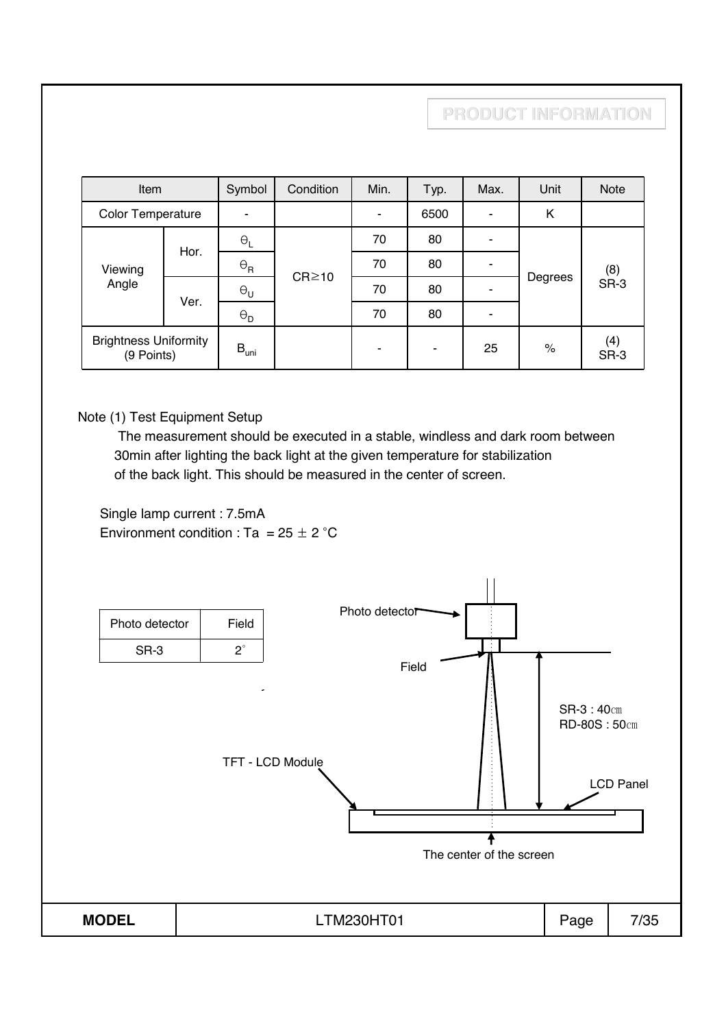| Item | | Symbol | Condition | Min. | Typ. | Max. | Unit | Note |
|---|---|---|---|---|---|---|---|---|
| Color Temperature | | - | | - | 6500 | - | K | |
| Viewing Angle | Hor. | $\Theta_L$ | CR≥10 | 70 | 80 | - | Degrees | (8) SR-3 |
| | | $\Theta_R$ | | 70 | 80 | - | | |
| | Ver. | $\Theta_U$ | | 70 | 80 | - | | |
| | | $\Theta_D$ | | 70 | 80 | - | | |
| Brightness Uniformity (9 Points) | | $B_{uni}$ | | - | - | 25 | % | (4) SR-3 |

Note (1) Test Equipment Setup

The measurement should be executed in a stable, windless and dark room between 30min after lighting the back light at the given temperature for stabilization of the back light. This should be measured in the center of screen.

Single lamp current : 7.5mA

Environment condition : Ta = 25 ± 2 °C

| Photo detector | Field |
|---|---|
| SR-3 | 2° |

Photo detector

Field

SR-3 : 40㎝

RD-80S : 50㎝

TFT - LCD Module

LCD Panel

The center of the screen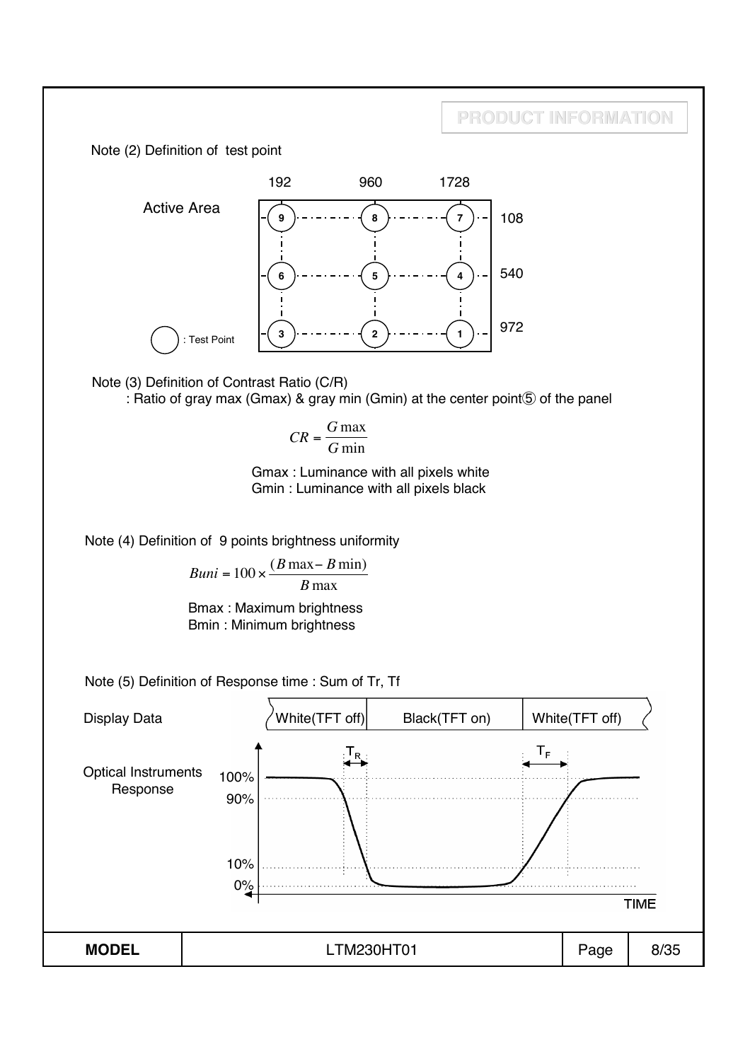Note (2) Definition of test point

Active Area

| | 192 | 960 | 1728 |
|---|---|---|---|
| 108 | 9 | 8 | 7 |
| 540 | 6 | 5 | 4 |
| 972 | 3 | 2 | 1 |

○ : Test Point

Note (3) Definition of Contrast Ratio (C/R)

: Ratio of gray max (Gmax) & gray min (Gmin) at the center point⑤ of the panel

$$CR = \frac{G\max}{G\min}$$

Gmax : Luminance with all pixels white
Gmin : Luminance with all pixels black

Note (4) Definition of 9 points brightness uniformity

$$Buni = 100 \times \frac{(B\max - B\min)}{B\max}$$

Bmax : Maximum brightness
Bmin : Minimum brightness

Note (5) Definition of Response time : Sum of Tr, Tf

Display Data: White(TFT off) | Black(TFT on) | White(TFT off)

Optical Instruments Response: 100%, 90%, 10%, 0%; $T_R$, $T_F$; TIME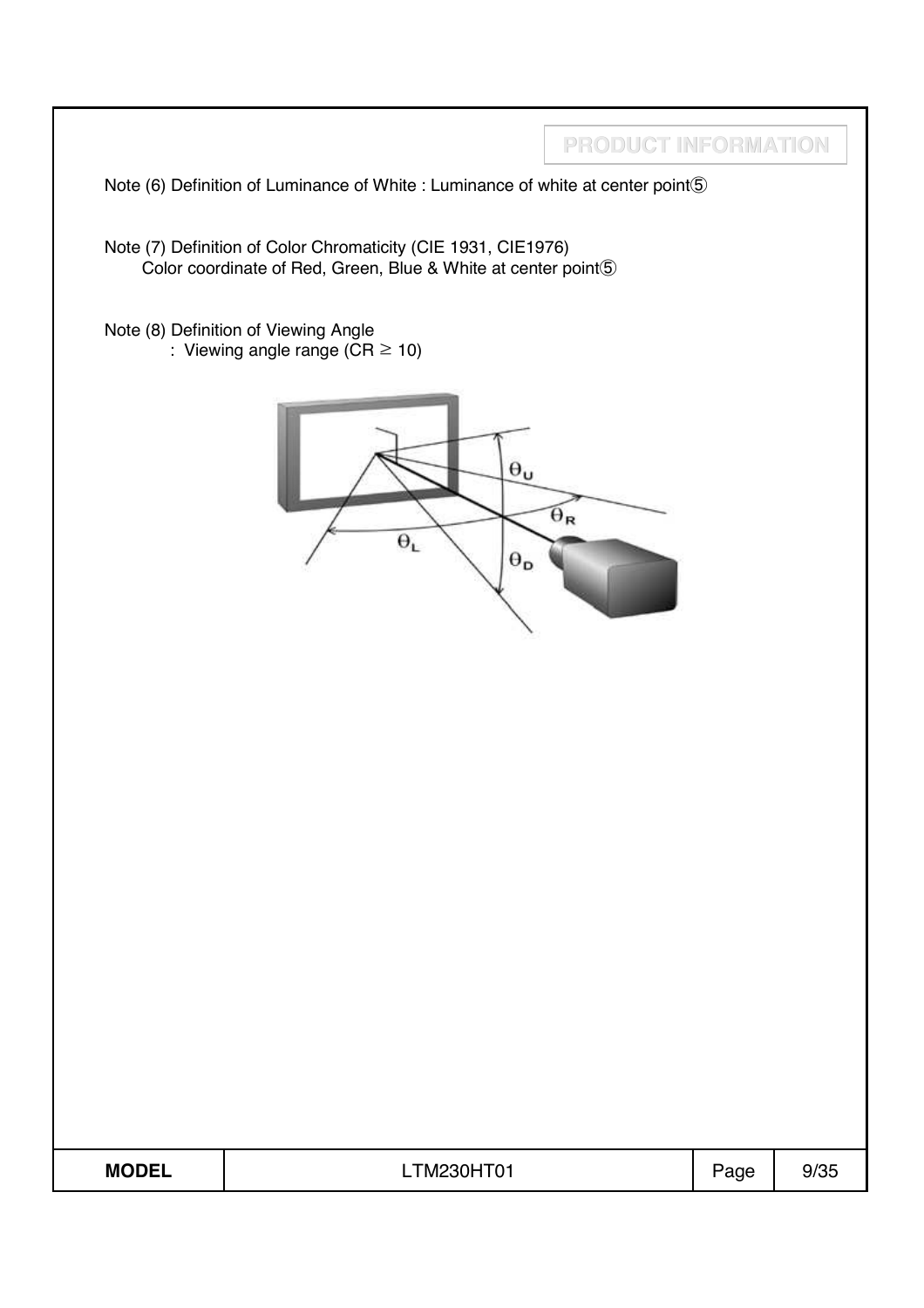Note (6) Definition of Luminance of White : Luminance of white at center point⑤

Note (7) Definition of Color Chromaticity (CIE 1931, CIE1976)
Color coordinate of Red, Green, Blue & White at center point⑤

Note (8) Definition of Viewing Angle
: Viewing angle range (CR ≥ 10)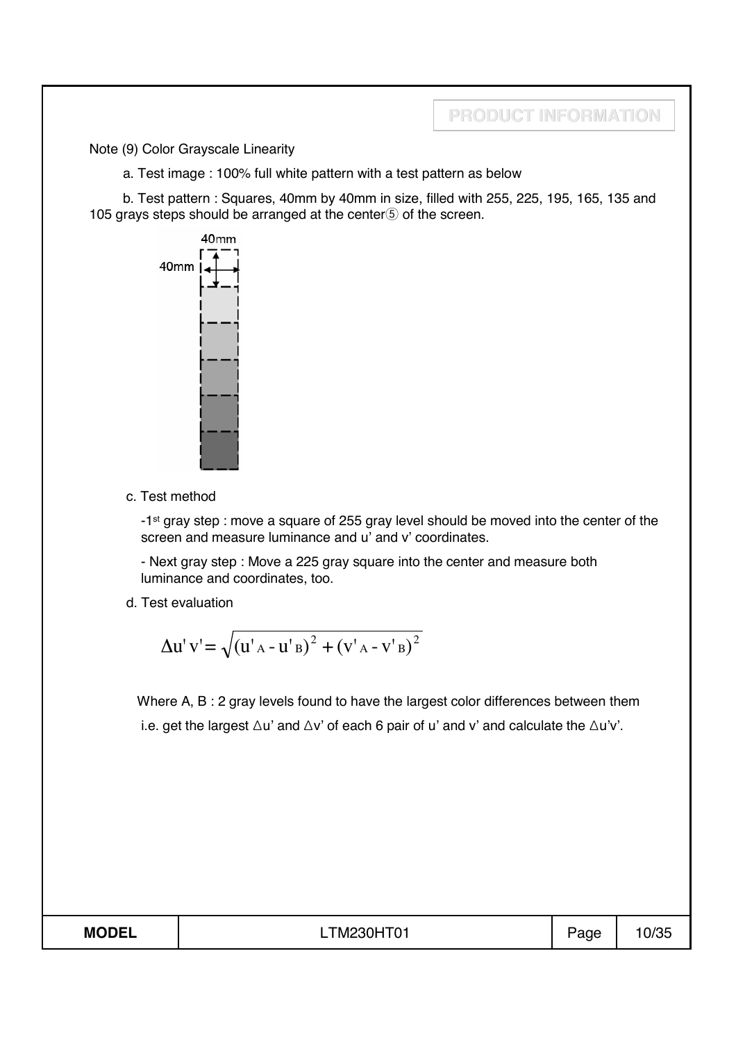PRODUCT INFORMATION

Note (9) Color Grayscale Linearity

a. Test image : 100% full white pattern with a test pattern as below

b. Test pattern : Squares, 40mm by 40mm in size, filled with 255, 225, 195, 165, 135 and 105 grays steps should be arranged at the center⑤ of the screen.

c. Test method

-1st gray step : move a square of 255 gray level should be moved into the center of the screen and measure luminance and u' and v' coordinates.

- Next gray step : Move a 225 gray square into the center and measure both luminance and coordinates, too.

d. Test evaluation

$$\Delta u'v' = \sqrt{(u'_A - u'_B)^2 + (v'_A - v'_B)^2}$$

Where A, B : 2 gray levels found to have the largest color differences between them

i.e. get the largest △u' and △v' of each 6 pair of u' and v' and calculate the △u'v'.

| MODEL | LTM230HT01 | Page | 10/35 |
|---|---|---|---|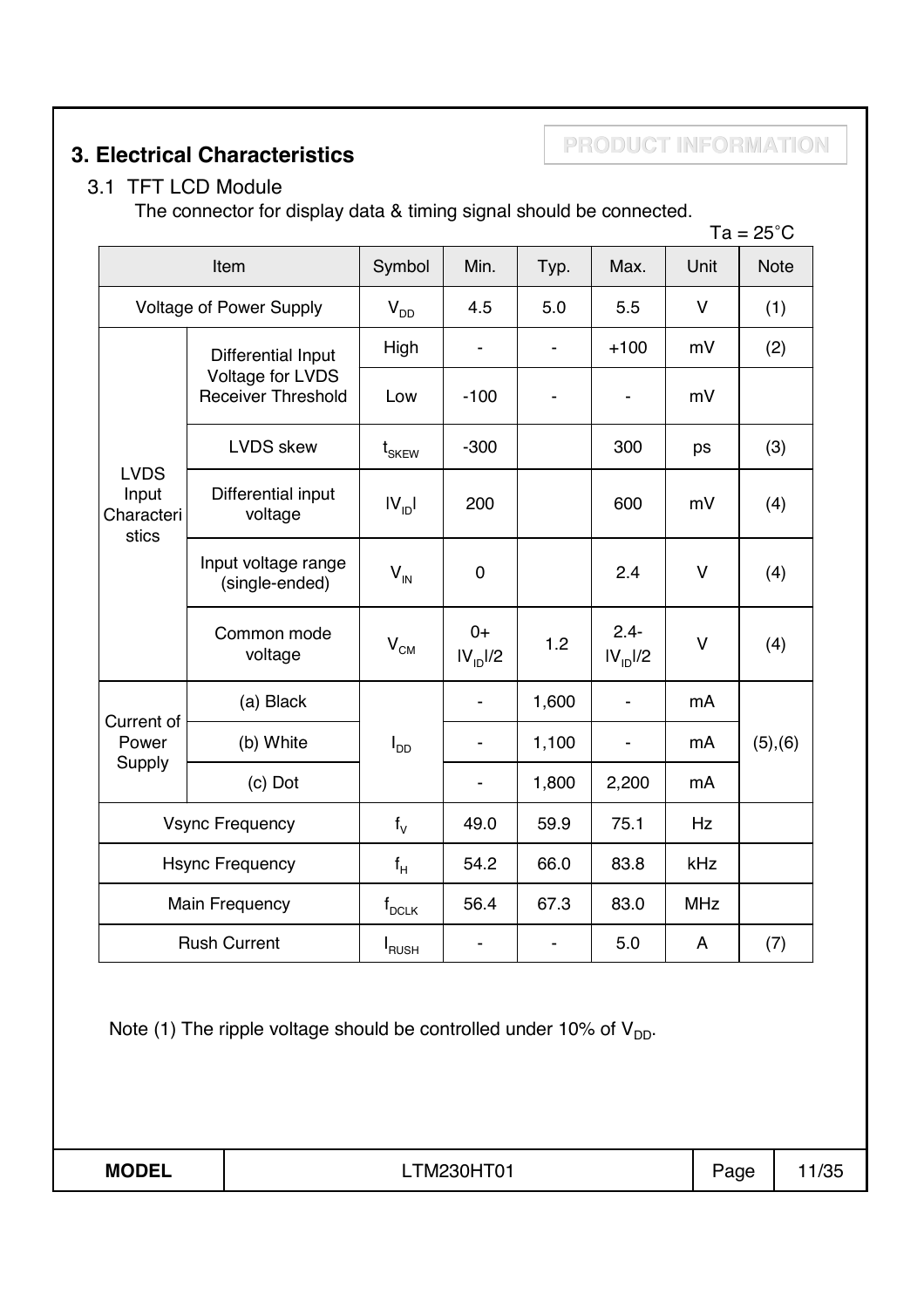# 3. Electrical Characteristics

PRODUCT INFORMATION

## 3.1 TFT LCD Module

The connector for display data & timing signal should be connected.

Ta = 25°C

| Item | | Symbol | Min. | Typ. | Max. | Unit | Note |
|---|---|---|---|---|---|---|---|
| Voltage of Power Supply | | $V_{DD}$ | 4.5 | 5.0 | 5.5 | V | (1) |
| LVDS Input Characteristics | Differential Input Voltage for LVDS Receiver Threshold | High | - | - | +100 | mV | (2) |
| | | Low | -100 | - | - | mV | |
| | LVDS skew | $t_{SKEW}$ | -300 | | 300 | ps | (3) |
| | Differential input voltage | $\lvert V_{ID} \rvert$ | 200 | | 600 | mV | (4) |
| | Input voltage range (single-ended) | $V_{IN}$ | 0 | | 2.4 | V | (4) |
| | Common mode voltage | $V_{CM}$ | $0+\lvert V_{ID} \rvert/2$ | 1.2 | $2.4-\lvert V_{ID} \rvert/2$ | V | (4) |
| Current of Power Supply | (a) Black | $I_{DD}$ | - | 1,600 | - | mA | (5),(6) |
| | (b) White | | - | 1,100 | - | mA | |
| | (c) Dot | | - | 1,800 | 2,200 | mA | |
| Vsync Frequency | | $f_V$ | 49.0 | 59.9 | 75.1 | Hz | |
| Hsync Frequency | | $f_H$ | 54.2 | 66.0 | 83.8 | kHz | |
| Main Frequency | | $f_{DCLK}$ | 56.4 | 67.3 | 83.0 | MHz | |
| Rush Current | | $I_{RUSH}$ | - | - | 5.0 | A | (7) |

Note (1) The ripple voltage should be controlled under 10% of $V_{DD}$.

| MODEL | LTM230HT01 |
|---|---|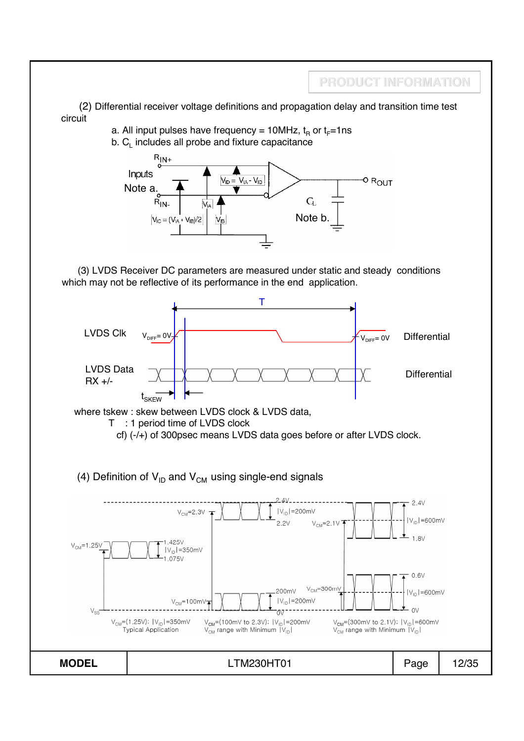(2) Differential receiver voltage definitions and propagation delay and transition time test circuit

a. All input pulses have frequency = 10MHz, $t_R$ or $t_F$=1ns

b. $C_L$ includes all probe and fixture capacitance

$R_{IN+}$

Inputs

Note a.

$R_{IN-}$

$V_{ID} = V_{IA} - V_{IB}$

$V_{IA}$

$V_{IB}$

$V_{IC} = (V_{IA} + V_{IB})/2$

$R_{OUT}$

$C_L$

Note b.

(3) LVDS Receiver DC parameters are measured under static and steady conditions which may not be reflective of its performance in the end application.

T

LVDS Clk $V_{DIFF}$= 0V $V_{DIFF}$= 0V Differential

LVDS Data RX +/- Differential

$t_{SKEW}$

where tskew : skew between LVDS clock & LVDS data,

T : 1 period time of LVDS clock

cf) (-/+) of 300psec means LVDS data goes before or after LVDS clock.

(4) Definition of $V_{ID}$ and $V_{CM}$ using single-end signals

$V_{CM}$=1.25V, 1.425V, $|V_{ID}|$=350mV, 1.075V

$V_{CM}$=2.3V, 2.4V, $|V_{ID}|$=200mV, 2.2V

$V_{CM}$=100mV, 200mV, $|V_{ID}|$=200mV, 0V

$V_{CM}$=2.1V, 2.4V, $|V_{ID}|$=600mV, 1.8V

$V_{CM}$=300mV, 0.6V, $|V_{ID}|$=600mV, 0V

$V_{SS}$

$V_{CM}$=(1.25V); $|V_{ID}|$=350mV Typical Application

$V_{CM}$=(100mV to 2.3V); $|V_{ID}|$=200mV $V_{CM}$ range with Minimum $|V_{ID}|$

$V_{CM}$=(300mV to 2.1V); $|V_{ID}|$=600mV $V_{CM}$ range with Minimum $|V_{ID}|$

| MODEL | LTM230HT01 |
|---|---|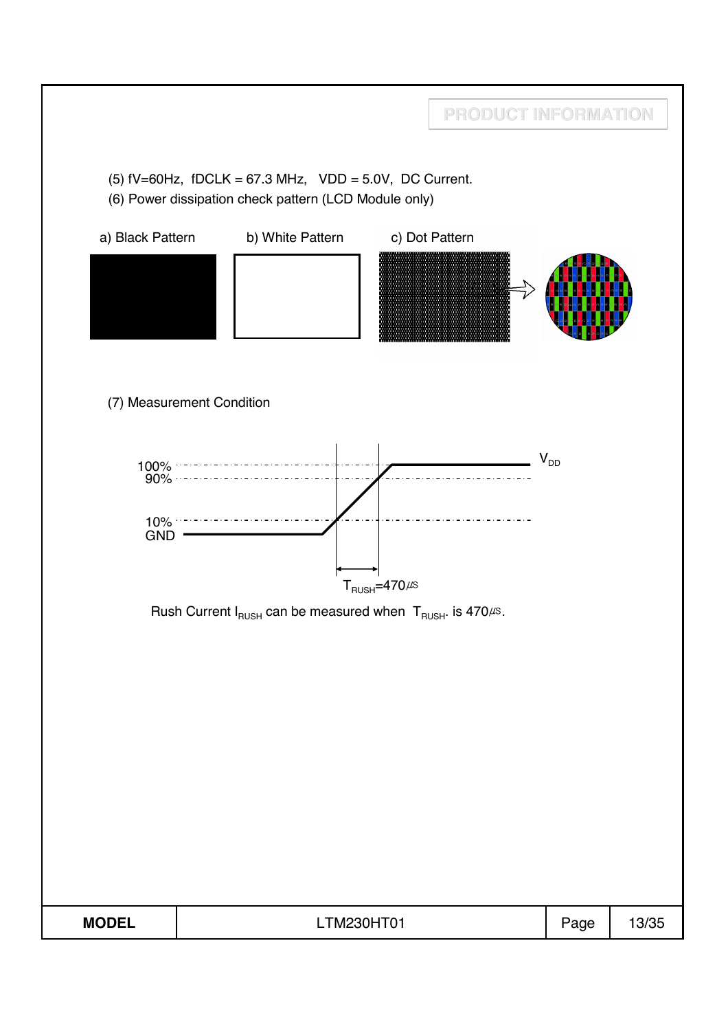(5) fV=60Hz, fDCLK = 67.3 MHz, VDD = 5.0V, DC Current.

(6) Power dissipation check pattern (LCD Module only)

a) Black Pattern  b) White Pattern  c) Dot Pattern

(7) Measurement Condition

100%
90%
10%
GND
$V_{DD}$
$T_{RUSH}$=470㎲

Rush Current $I_{RUSH}$ can be measured when $T_{RUSH}$. is 470㎲.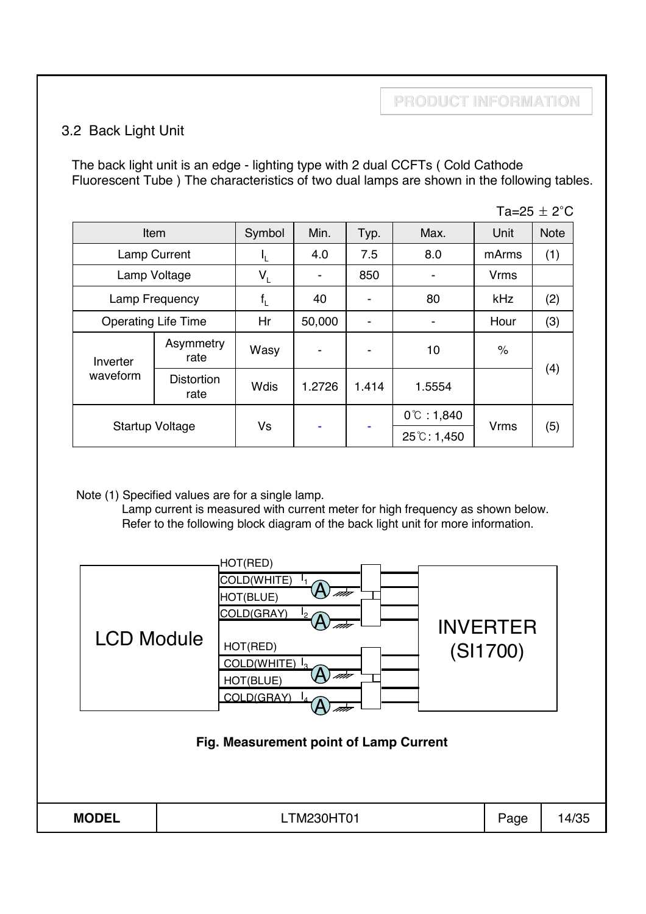## 3.2 Back Light Unit

The back light unit is an edge - lighting type with 2 dual CCFTs ( Cold Cathode Fluorescent Tube ) The characteristics of two dual lamps are shown in the following tables.

Ta=25 ± 2°C

| Item | | Symbol | Min. | Typ. | Max. | Unit | Note |
|---|---|---|---|---|---|---|---|
| Lamp Current | | $I_L$ | 4.0 | 7.5 | 8.0 | mArms | (1) |
| Lamp Voltage | | $V_L$ | - | 850 | - | Vrms | |
| Lamp Frequency | | $f_L$ | 40 | - | 80 | kHz | (2) |
| Operating Life Time | | Hr | 50,000 | - | - | Hour | (3) |
| Inverter waveform | Asymmetry rate | Wasy | - | - | 10 | % | (4) |
| | Distortion rate | Wdis | 1.2726 | 1.414 | 1.5554 | | |
| Startup Voltage | | Vs | - | - | 0℃ : 1,840<br>25℃: 1,450 | Vrms | (5) |

Note (1) Specified values are for a single lamp.
Lamp current is measured with current meter for high frequency as shown below.
Refer to the following block diagram of the back light unit for more information.

LCD Module — HOT(RED), COLD(WHITE) $I_1$, HOT(BLUE), COLD(GRAY) $I_2$, HOT(RED), COLD(WHITE) $I_3$, HOT(BLUE), COLD(GRAY) $I_4$ — INVERTER (SI1700)

**Fig. Measurement point of Lamp Current**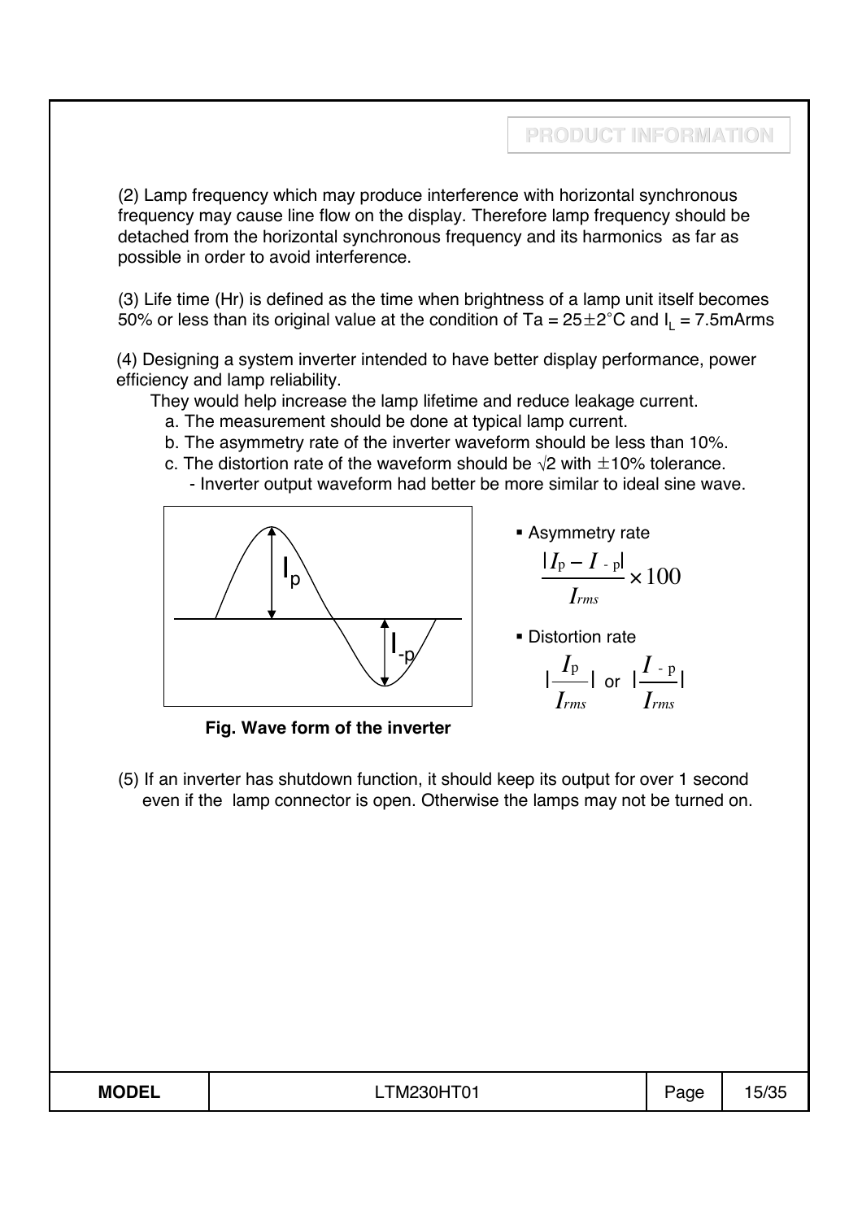(2) Lamp frequency which may produce interference with horizontal synchronous frequency may cause line flow on the display. Therefore lamp frequency should be detached from the horizontal synchronous frequency and its harmonics as far as possible in order to avoid interference.

(3) Life time (Hr) is defined as the time when brightness of a lamp unit itself becomes 50% or less than its original value at the condition of Ta = 25±2°C and $I_L$ = 7.5mArms

(4) Designing a system inverter intended to have better display performance, power efficiency and lamp reliability.

They would help increase the lamp lifetime and reduce leakage current.

a. The measurement should be done at typical lamp current.

b. The asymmetry rate of the inverter waveform should be less than 10%.

c. The distortion rate of the waveform should be √2 with ±10% tolerance.

- Inverter output waveform had better be more similar to ideal sine wave.

- Asymmetry rate

$$\frac{|I_p - I_{-p}|}{I_{rms}} \times 100$$

- Distortion rate

$$\left|\frac{I_p}{I_{rms}}\right| \text{ or } \left|\frac{I_{-p}}{I_{rms}}\right|$$

**Fig. Wave form of the inverter**

(5) If an inverter has shutdown function, it should keep its output for over 1 second even if the lamp connector is open. Otherwise the lamps may not be turned on.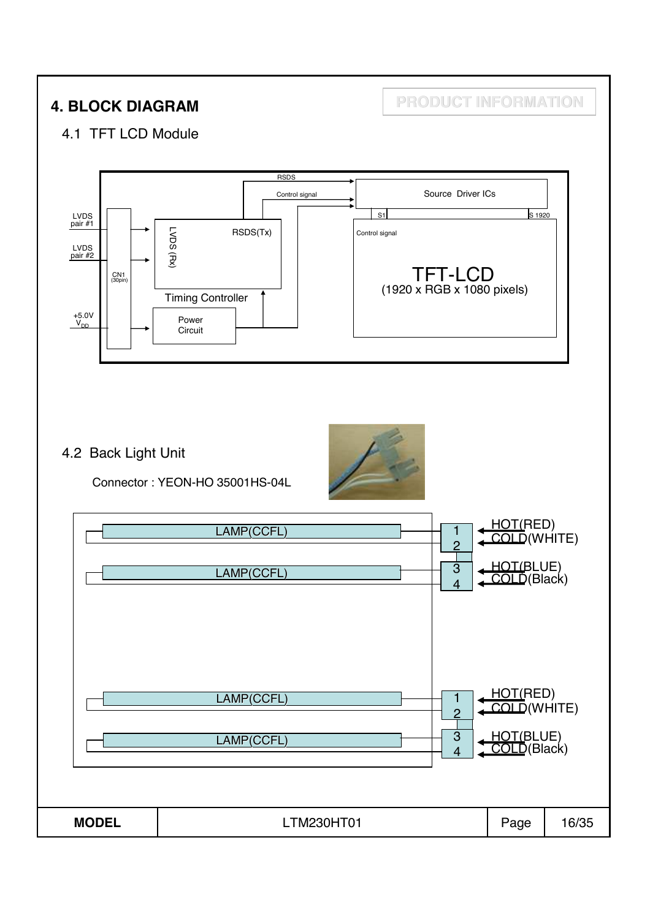# 4. BLOCK DIAGRAM

## 4.1 TFT LCD Module

LVDS pair #1

LVDS pair #2

+5.0V $V_{DD}$

CN1 (30pin)

LVDS (Rx)

RSDS(Tx)

Timing Controller

Power Circuit

RSDS

Control signal

Source Driver ICs

S1

S 1920

Control signal

TFT-LCD
(1920 x RGB x 1080 pixels)

## 4.2 Back Light Unit

Connector : YEON-HO 35001HS-04L

| Lamp | Pin | Wire |
|---|---|---|
| LAMP(CCFL) | 1 | HOT(RED) |
| | 2 | COLD(WHITE) |
| LAMP(CCFL) | 3 | HOT(BLUE) |
| | 4 | COLD(Black) |
| LAMP(CCFL) | 1 | HOT(RED) |
| | 2 | COLD(WHITE) |
| LAMP(CCFL) | 3 | HOT(BLUE) |
| | 4 | COLD(Black) |

| MODEL | LTM230HT01 |
|---|---|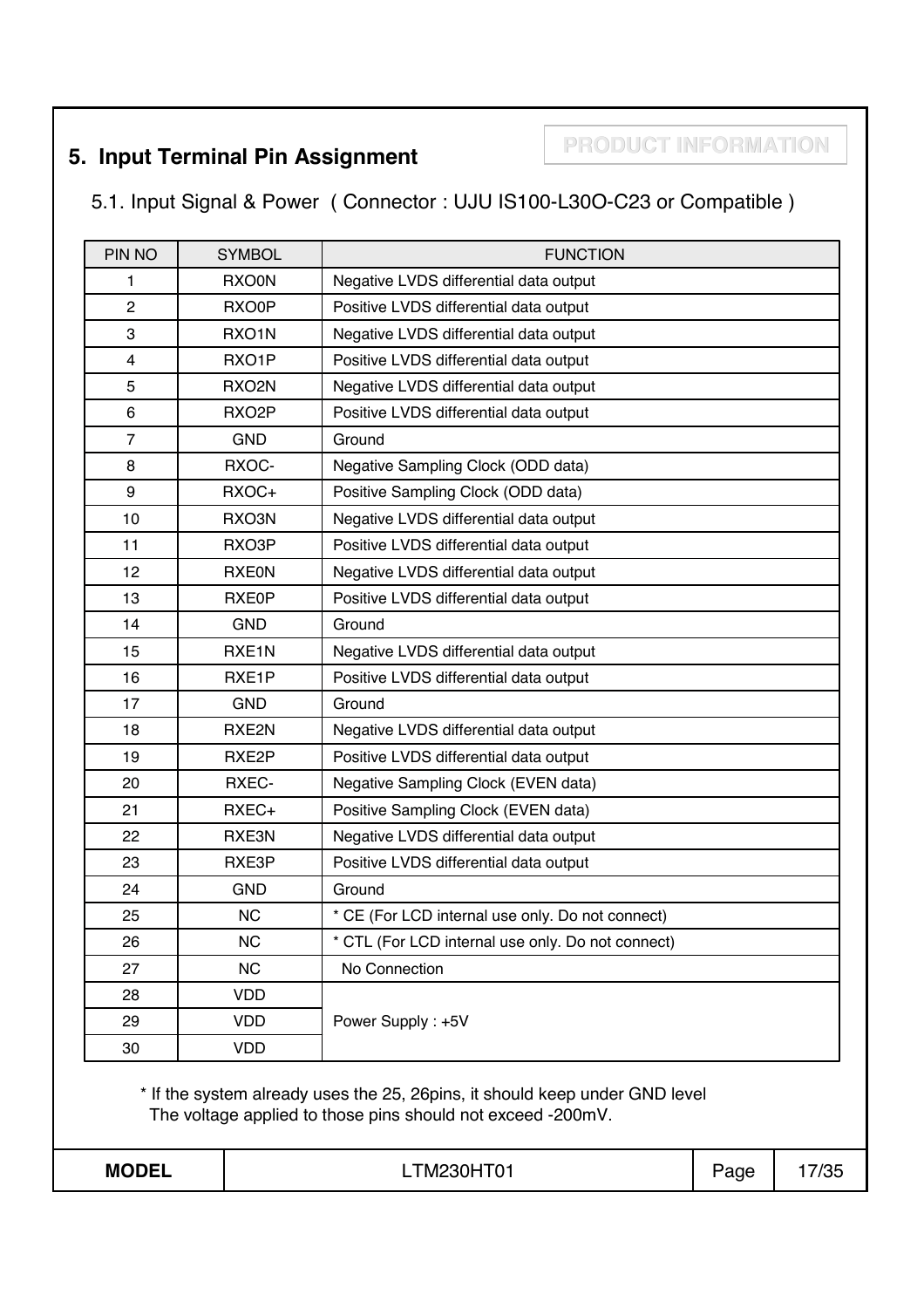PRODUCT INFORMATION

# 5. Input Terminal Pin Assignment

## 5.1. Input Signal & Power ( Connector : UJU IS100-L30O-C23 or Compatible )

| PIN NO | SYMBOL | FUNCTION |
|---|---|---|
| 1 | RXO0N | Negative LVDS differential data output |
| 2 | RXO0P | Positive LVDS differential data output |
| 3 | RXO1N | Negative LVDS differential data output |
| 4 | RXO1P | Positive LVDS differential data output |
| 5 | RXO2N | Negative LVDS differential data output |
| 6 | RXO2P | Positive LVDS differential data output |
| 7 | GND | Ground |
| 8 | RXOC- | Negative Sampling Clock (ODD data) |
| 9 | RXOC+ | Positive Sampling Clock (ODD data) |
| 10 | RXO3N | Negative LVDS differential data output |
| 11 | RXO3P | Positive LVDS differential data output |
| 12 | RXE0N | Negative LVDS differential data output |
| 13 | RXE0P | Positive LVDS differential data output |
| 14 | GND | Ground |
| 15 | RXE1N | Negative LVDS differential data output |
| 16 | RXE1P | Positive LVDS differential data output |
| 17 | GND | Ground |
| 18 | RXE2N | Negative LVDS differential data output |
| 19 | RXE2P | Positive LVDS differential data output |
| 20 | RXEC- | Negative Sampling Clock (EVEN data) |
| 21 | RXEC+ | Positive Sampling Clock (EVEN data) |
| 22 | RXE3N | Negative LVDS differential data output |
| 23 | RXE3P | Positive LVDS differential data output |
| 24 | GND | Ground |
| 25 | NC | * CE (For LCD internal use only. Do not connect) |
| 26 | NC | * CTL (For LCD internal use only. Do not connect) |
| 27 | NC | No Connection |
| 28 | VDD | Power Supply : +5V |
| 29 | VDD | |
| 30 | VDD | |

* If the system already uses the 25, 26pins, it should keep under GND level
  The voltage applied to those pins should not exceed -200mV.

| MODEL | LTM230HT01 | Page | 17/35 |
|---|---|---|---|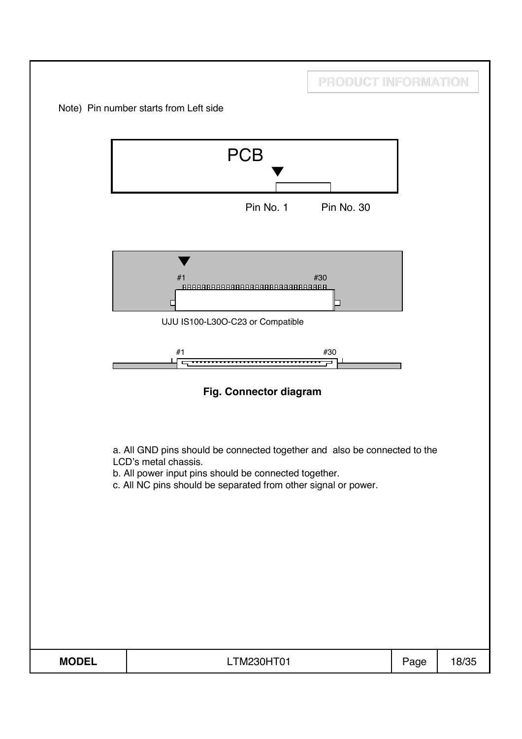Note) Pin number starts from Left side

PCB

Pin No. 1 Pin No. 30

#1 #30

UJU IS100-L30O-C23 or Compatible

#1 #30

**Fig. Connector diagram**

a. All GND pins should be connected together and also be connected to the LCD's metal chassis.
b. All power input pins should be connected together.
c. All NC pins should be separated from other signal or power.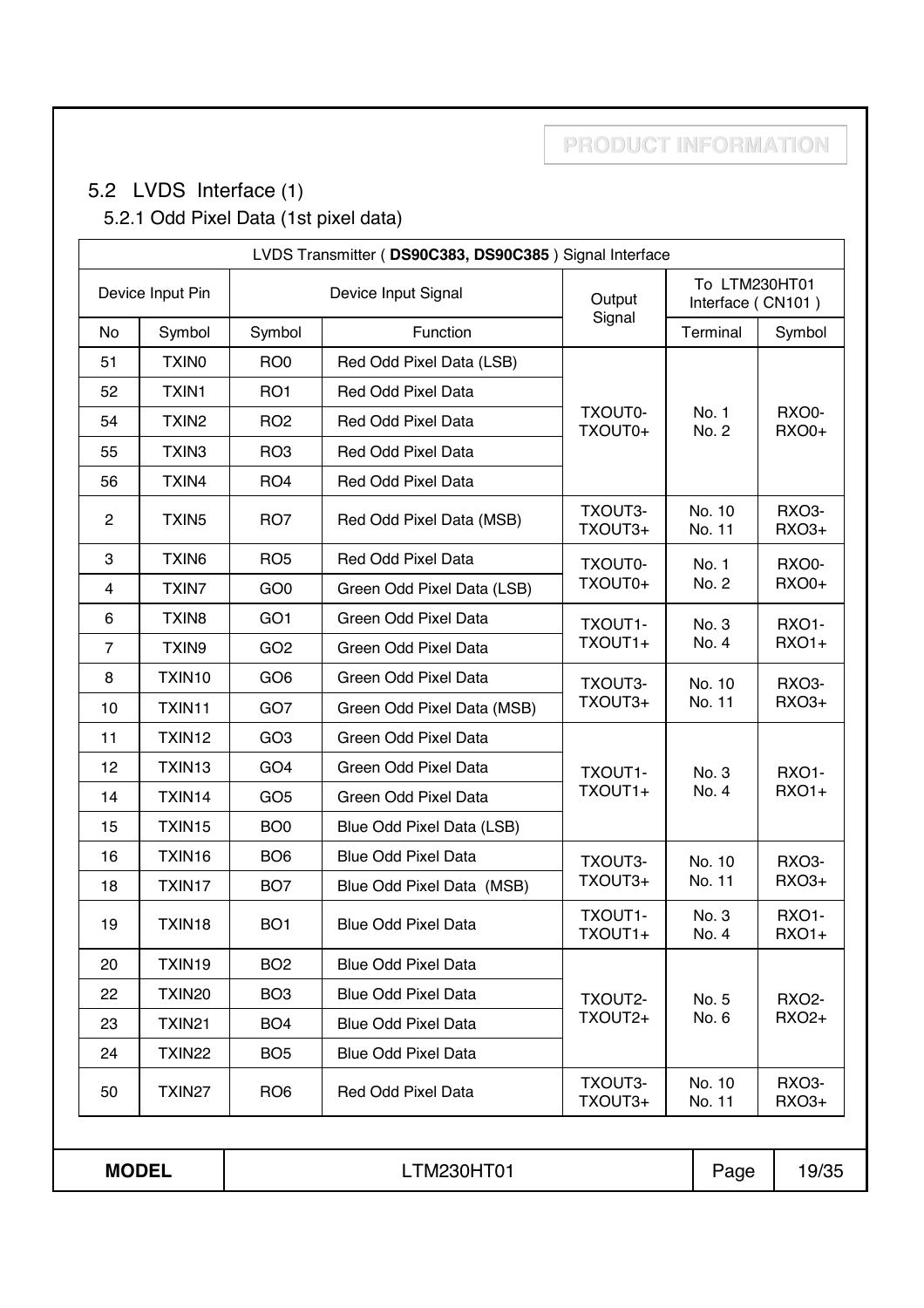## 5.2 LVDS Interface (1)

### 5.2.1 Odd Pixel Data (1st pixel data)

| LVDS Transmitter ( **DS90C383, DS90C385** ) Signal Interface | | | | | | |
|---|---|---|---|---|---|---|
| Device Input Pin | | Device Input Signal | | Output Signal | To LTM230HT01 Interface ( CN101 ) | |
| No | Symbol | Symbol | Function | | Terminal | Symbol |
| 51 | TXIN0 | RO0 | Red Odd Pixel Data (LSB) | TXOUT0- TXOUT0+ | No. 1 No. 2 | RXO0- RXO0+ |
| 52 | TXIN1 | RO1 | Red Odd Pixel Data | TXOUT0- TXOUT0+ | No. 1 No. 2 | RXO0- RXO0+ |
| 54 | TXIN2 | RO2 | Red Odd Pixel Data | TXOUT0- TXOUT0+ | No. 1 No. 2 | RXO0- RXO0+ |
| 55 | TXIN3 | RO3 | Red Odd Pixel Data | TXOUT0- TXOUT0+ | No. 1 No. 2 | RXO0- RXO0+ |
| 56 | TXIN4 | RO4 | Red Odd Pixel Data | TXOUT0- TXOUT0+ | No. 1 No. 2 | RXO0- RXO0+ |
| 2 | TXIN5 | RO7 | Red Odd Pixel Data (MSB) | TXOUT3- TXOUT3+ | No. 10 No. 11 | RXO3- RXO3+ |
| 3 | TXIN6 | RO5 | Red Odd Pixel Data | TXOUT0- TXOUT0+ | No. 1 No. 2 | RXO0- RXO0+ |
| 4 | TXIN7 | GO0 | Green Odd Pixel Data (LSB) | TXOUT0- TXOUT0+ | No. 1 No. 2 | RXO0- RXO0+ |
| 6 | TXIN8 | GO1 | Green Odd Pixel Data | TXOUT1- TXOUT1+ | No. 3 No. 4 | RXO1- RXO1+ |
| 7 | TXIN9 | GO2 | Green Odd Pixel Data | TXOUT1- TXOUT1+ | No. 3 No. 4 | RXO1- RXO1+ |
| 8 | TXIN10 | GO6 | Green Odd Pixel Data | TXOUT3- TXOUT3+ | No. 10 No. 11 | RXO3- RXO3+ |
| 10 | TXIN11 | GO7 | Green Odd Pixel Data (MSB) | TXOUT3- TXOUT3+ | No. 10 No. 11 | RXO3- RXO3+ |
| 11 | TXIN12 | GO3 | Green Odd Pixel Data | TXOUT1- TXOUT1+ | No. 3 No. 4 | RXO1- RXO1+ |
| 12 | TXIN13 | GO4 | Green Odd Pixel Data | TXOUT1- TXOUT1+ | No. 3 No. 4 | RXO1- RXO1+ |
| 14 | TXIN14 | GO5 | Green Odd Pixel Data | TXOUT1- TXOUT1+ | No. 3 No. 4 | RXO1- RXO1+ |
| 15 | TXIN15 | BO0 | Blue Odd Pixel Data (LSB) | TXOUT1- TXOUT1+ | No. 3 No. 4 | RXO1- RXO1+ |
| 16 | TXIN16 | BO6 | Blue Odd Pixel Data | TXOUT3- TXOUT3+ | No. 10 No. 11 | RXO3- RXO3+ |
| 18 | TXIN17 | BO7 | Blue Odd Pixel Data (MSB) | TXOUT3- TXOUT3+ | No. 10 No. 11 | RXO3- RXO3+ |
| 19 | TXIN18 | BO1 | Blue Odd Pixel Data | TXOUT1- TXOUT1+ | No. 3 No. 4 | RXO1- RXO1+ |
| 20 | TXIN19 | BO2 | Blue Odd Pixel Data | TXOUT2- TXOUT2+ | No. 5 No. 6 | RXO2- RXO2+ |
| 22 | TXIN20 | BO3 | Blue Odd Pixel Data | TXOUT2- TXOUT2+ | No. 5 No. 6 | RXO2- RXO2+ |
| 23 | TXIN21 | BO4 | Blue Odd Pixel Data | TXOUT2- TXOUT2+ | No. 5 No. 6 | RXO2- RXO2+ |
| 24 | TXIN22 | BO5 | Blue Odd Pixel Data | TXOUT2- TXOUT2+ | No. 5 No. 6 | RXO2- RXO2+ |
| 50 | TXIN27 | RO6 | Red Odd Pixel Data | TXOUT3- TXOUT3+ | No. 10 No. 11 | RXO3- RXO3+ |

| MODEL | LTM230HT01 |
|---|---|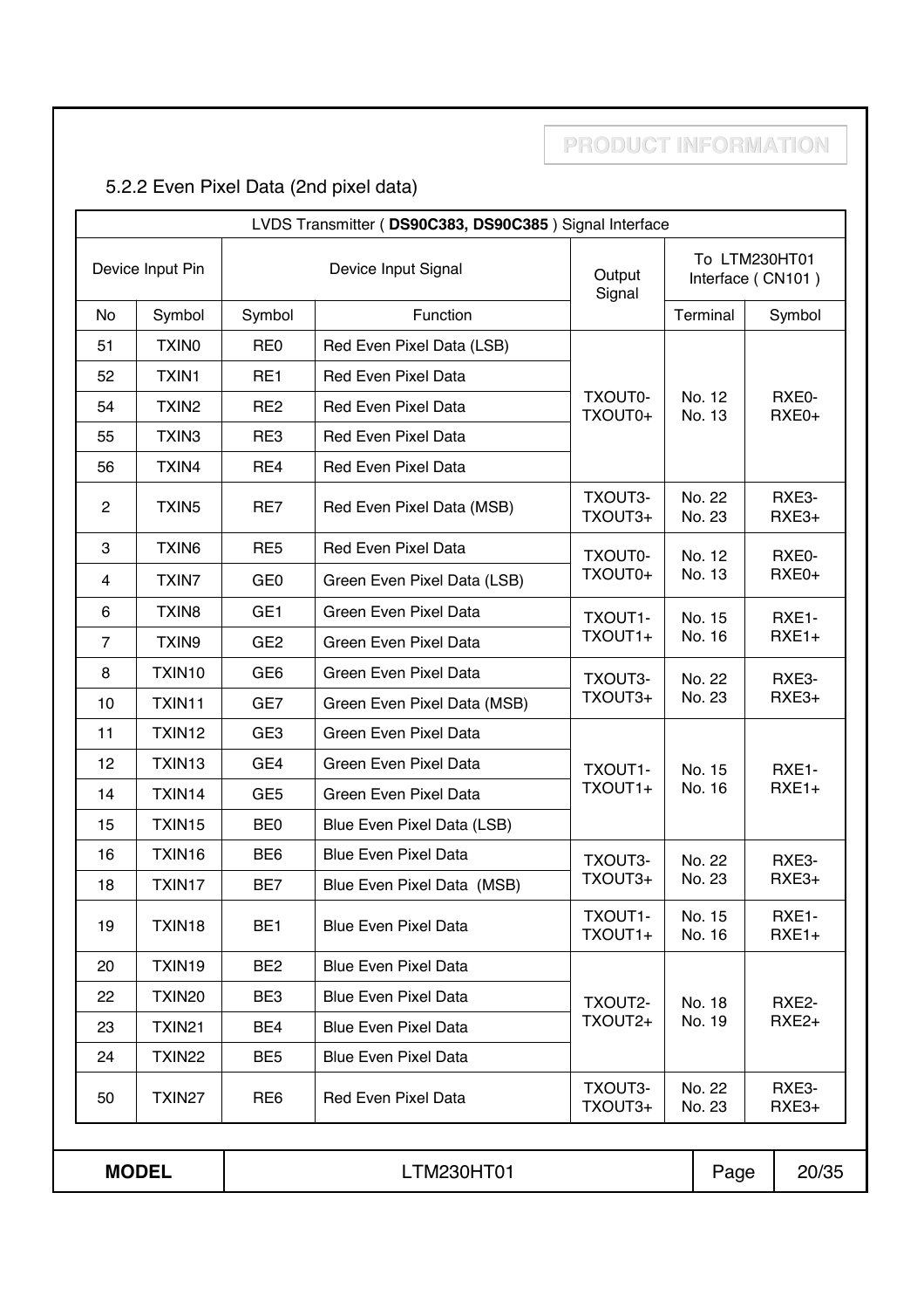### 5.2.2 Even Pixel Data (2nd pixel data)

| LVDS Transmitter ( **DS90C383, DS90C385** ) Signal Interface | | | | | | |
|---|---|---|---|---|---|---|
| Device Input Pin | | Device Input Signal | | Output Signal | To LTM230HT01 Interface ( CN101 ) | |
| No | Symbol | Symbol | Function | | Terminal | Symbol |
| 51 | TXIN0 | RE0 | Red Even Pixel Data (LSB) | TXOUT0- TXOUT0+ | No. 12 No. 13 | RXE0- RXE0+ |
| 52 | TXIN1 | RE1 | Red Even Pixel Data | TXOUT0- TXOUT0+ | No. 12 No. 13 | RXE0- RXE0+ |
| 54 | TXIN2 | RE2 | Red Even Pixel Data | TXOUT0- TXOUT0+ | No. 12 No. 13 | RXE0- RXE0+ |
| 55 | TXIN3 | RE3 | Red Even Pixel Data | TXOUT0- TXOUT0+ | No. 12 No. 13 | RXE0- RXE0+ |
| 56 | TXIN4 | RE4 | Red Even Pixel Data | TXOUT0- TXOUT0+ | No. 12 No. 13 | RXE0- RXE0+ |
| 2 | TXIN5 | RE7 | Red Even Pixel Data (MSB) | TXOUT3- TXOUT3+ | No. 22 No. 23 | RXE3- RXE3+ |
| 3 | TXIN6 | RE5 | Red Even Pixel Data | TXOUT0- TXOUT0+ | No. 12 No. 13 | RXE0- RXE0+ |
| 4 | TXIN7 | GE0 | Green Even Pixel Data (LSB) | TXOUT0- TXOUT0+ | No. 12 No. 13 | RXE0- RXE0+ |
| 6 | TXIN8 | GE1 | Green Even Pixel Data | TXOUT1- TXOUT1+ | No. 15 No. 16 | RXE1- RXE1+ |
| 7 | TXIN9 | GE2 | Green Even Pixel Data | TXOUT1- TXOUT1+ | No. 15 No. 16 | RXE1- RXE1+ |
| 8 | TXIN10 | GE6 | Green Even Pixel Data | TXOUT3- TXOUT3+ | No. 22 No. 23 | RXE3- RXE3+ |
| 10 | TXIN11 | GE7 | Green Even Pixel Data (MSB) | TXOUT3- TXOUT3+ | No. 22 No. 23 | RXE3- RXE3+ |
| 11 | TXIN12 | GE3 | Green Even Pixel Data | TXOUT1- TXOUT1+ | No. 15 No. 16 | RXE1- RXE1+ |
| 12 | TXIN13 | GE4 | Green Even Pixel Data | TXOUT1- TXOUT1+ | No. 15 No. 16 | RXE1- RXE1+ |
| 14 | TXIN14 | GE5 | Green Even Pixel Data | TXOUT1- TXOUT1+ | No. 15 No. 16 | RXE1- RXE1+ |
| 15 | TXIN15 | BE0 | Blue Even Pixel Data (LSB) | TXOUT1- TXOUT1+ | No. 15 No. 16 | RXE1- RXE1+ |
| 16 | TXIN16 | BE6 | Blue Even Pixel Data | TXOUT3- TXOUT3+ | No. 22 No. 23 | RXE3- RXE3+ |
| 18 | TXIN17 | BE7 | Blue Even Pixel Data (MSB) | TXOUT3- TXOUT3+ | No. 22 No. 23 | RXE3- RXE3+ |
| 19 | TXIN18 | BE1 | Blue Even Pixel Data | TXOUT1- TXOUT1+ | No. 15 No. 16 | RXE1- RXE1+ |
| 20 | TXIN19 | BE2 | Blue Even Pixel Data | TXOUT2- TXOUT2+ | No. 18 No. 19 | RXE2- RXE2+ |
| 22 | TXIN20 | BE3 | Blue Even Pixel Data | TXOUT2- TXOUT2+ | No. 18 No. 19 | RXE2- RXE2+ |
| 23 | TXIN21 | BE4 | Blue Even Pixel Data | TXOUT2- TXOUT2+ | No. 18 No. 19 | RXE2- RXE2+ |
| 24 | TXIN22 | BE5 | Blue Even Pixel Data | TXOUT2- TXOUT2+ | No. 18 No. 19 | RXE2- RXE2+ |
| 50 | TXIN27 | RE6 | Red Even Pixel Data | TXOUT3- TXOUT3+ | No. 22 No. 23 | RXE3- RXE3+ |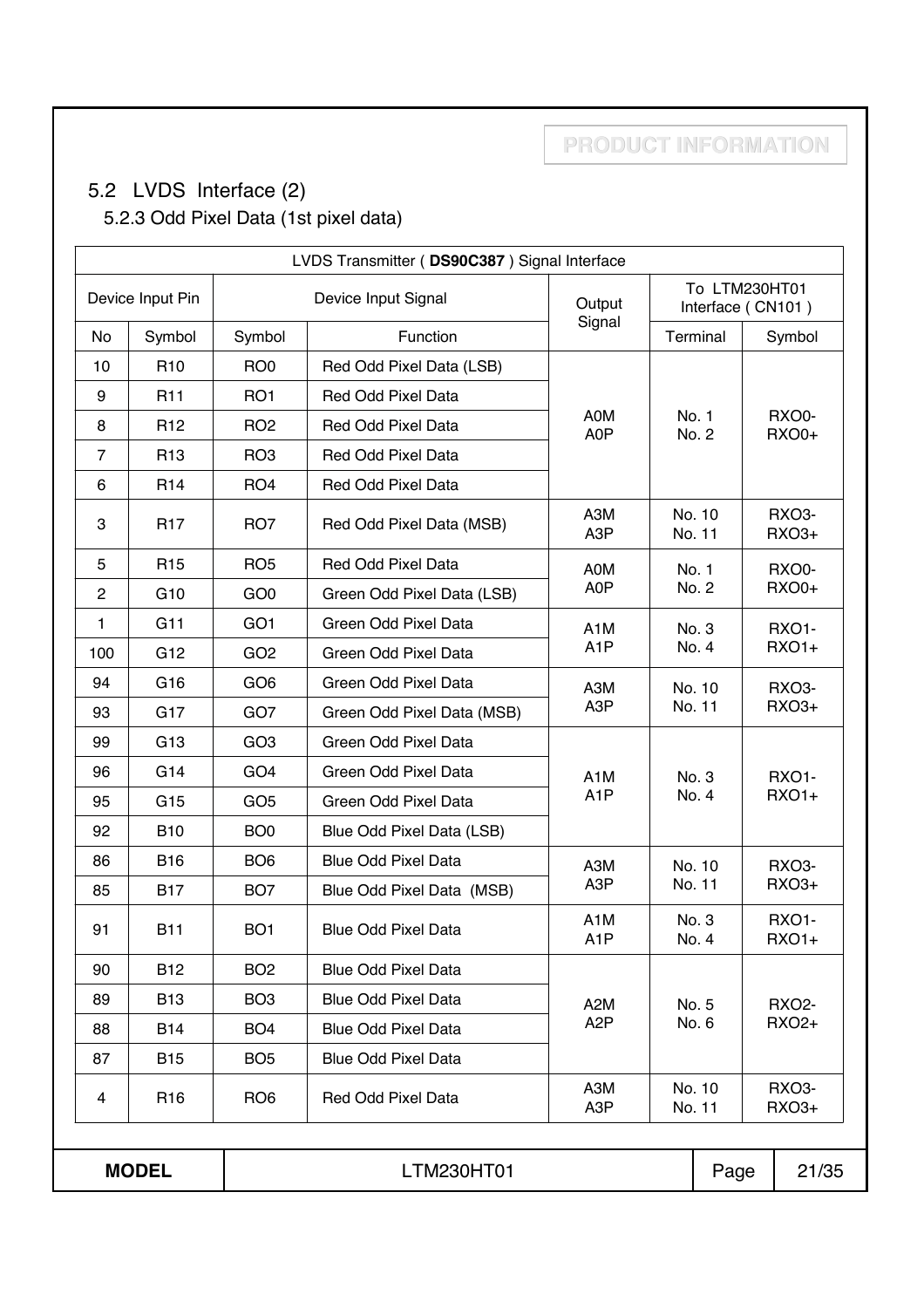## 5.2 LVDS Interface (2)

### 5.2.3 Odd Pixel Data (1st pixel data)

| LVDS Transmitter ( **DS90C387** ) Signal Interface | | | | | | |
|---|---|---|---|---|---|---|
| Device Input Pin | | Device Input Signal | | Output Signal | To LTM230HT01 Interface ( CN101 ) | |
| No | Symbol | Symbol | Function | | Terminal | Symbol |
| 10 | R10 | RO0 | Red Odd Pixel Data (LSB) | A0M A0P | No. 1 No. 2 | RXO0- RXO0+ |
| 9 | R11 | RO1 | Red Odd Pixel Data | | | |
| 8 | R12 | RO2 | Red Odd Pixel Data | | | |
| 7 | R13 | RO3 | Red Odd Pixel Data | | | |
| 6 | R14 | RO4 | Red Odd Pixel Data | | | |
| 3 | R17 | RO7 | Red Odd Pixel Data (MSB) | A3M A3P | No. 10 No. 11 | RXO3- RXO3+ |
| 5 | R15 | RO5 | Red Odd Pixel Data | A0M A0P | No. 1 No. 2 | RXO0- RXO0+ |
| 2 | G10 | GO0 | Green Odd Pixel Data (LSB) | | | |
| 1 | G11 | GO1 | Green Odd Pixel Data | A1M A1P | No. 3 No. 4 | RXO1- RXO1+ |
| 100 | G12 | GO2 | Green Odd Pixel Data | | | |
| 94 | G16 | GO6 | Green Odd Pixel Data | A3M A3P | No. 10 No. 11 | RXO3- RXO3+ |
| 93 | G17 | GO7 | Green Odd Pixel Data (MSB) | | | |
| 99 | G13 | GO3 | Green Odd Pixel Data | A1M A1P | No. 3 No. 4 | RXO1- RXO1+ |
| 96 | G14 | GO4 | Green Odd Pixel Data | | | |
| 95 | G15 | GO5 | Green Odd Pixel Data | | | |
| 92 | B10 | BO0 | Blue Odd Pixel Data (LSB) | | | |
| 86 | B16 | BO6 | Blue Odd Pixel Data | A3M A3P | No. 10 No. 11 | RXO3- RXO3+ |
| 85 | B17 | BO7 | Blue Odd Pixel Data (MSB) | | | |
| 91 | B11 | BO1 | Blue Odd Pixel Data | A1M A1P | No. 3 No. 4 | RXO1- RXO1+ |
| 90 | B12 | BO2 | Blue Odd Pixel Data | A2M A2P | No. 5 No. 6 | RXO2- RXO2+ |
| 89 | B13 | BO3 | Blue Odd Pixel Data | | | |
| 88 | B14 | BO4 | Blue Odd Pixel Data | | | |
| 87 | B15 | BO5 | Blue Odd Pixel Data | | | |
| 4 | R16 | RO6 | Red Odd Pixel Data | A3M A3P | No. 10 No. 11 | RXO3- RXO3+ |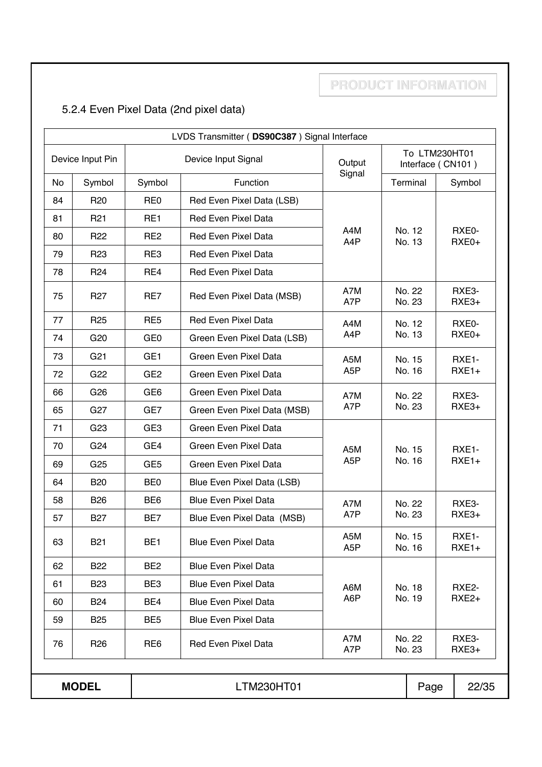PRODUCT INFORMATION

### 5.2.4 Even Pixel Data (2nd pixel data)

| LVDS Transmitter ( **DS90C387** ) Signal Interface | | | | | | |
|---|---|---|---|---|---|---|
| Device Input Pin | | Device Input Signal | | Output Signal | To LTM230HT01 Interface ( CN101 ) | |
| No | Symbol | Symbol | Function | | Terminal | Symbol |
| 84 | R20 | RE0 | Red Even Pixel Data (LSB) | A4M A4P | No. 12 No. 13 | RXE0- RXE0+ |
| 81 | R21 | RE1 | Red Even Pixel Data | | | |
| 80 | R22 | RE2 | Red Even Pixel Data | | | |
| 79 | R23 | RE3 | Red Even Pixel Data | | | |
| 78 | R24 | RE4 | Red Even Pixel Data | | | |
| 75 | R27 | RE7 | Red Even Pixel Data (MSB) | A7M A7P | No. 22 No. 23 | RXE3- RXE3+ |
| 77 | R25 | RE5 | Red Even Pixel Data | A4M A4P | No. 12 No. 13 | RXE0- RXE0+ |
| 74 | G20 | GE0 | Green Even Pixel Data (LSB) | | | |
| 73 | G21 | GE1 | Green Even Pixel Data | A5M A5P | No. 15 No. 16 | RXE1- RXE1+ |
| 72 | G22 | GE2 | Green Even Pixel Data | | | |
| 66 | G26 | GE6 | Green Even Pixel Data | A7M A7P | No. 22 No. 23 | RXE3- RXE3+ |
| 65 | G27 | GE7 | Green Even Pixel Data (MSB) | | | |
| 71 | G23 | GE3 | Green Even Pixel Data | A5M A5P | No. 15 No. 16 | RXE1- RXE1+ |
| 70 | G24 | GE4 | Green Even Pixel Data | | | |
| 69 | G25 | GE5 | Green Even Pixel Data | | | |
| 64 | B20 | BE0 | Blue Even Pixel Data (LSB) | | | |
| 58 | B26 | BE6 | Blue Even Pixel Data | A7M A7P | No. 22 No. 23 | RXE3- RXE3+ |
| 57 | B27 | BE7 | Blue Even Pixel Data (MSB) | | | |
| 63 | B21 | BE1 | Blue Even Pixel Data | A5M A5P | No. 15 No. 16 | RXE1- RXE1+ |
| 62 | B22 | BE2 | Blue Even Pixel Data | A6M A6P | No. 18 No. 19 | RXE2- RXE2+ |
| 61 | B23 | BE3 | Blue Even Pixel Data | | | |
| 60 | B24 | BE4 | Blue Even Pixel Data | | | |
| 59 | B25 | BE5 | Blue Even Pixel Data | | | |
| 76 | R26 | RE6 | Red Even Pixel Data | A7M A7P | No. 22 No. 23 | RXE3- RXE3+ |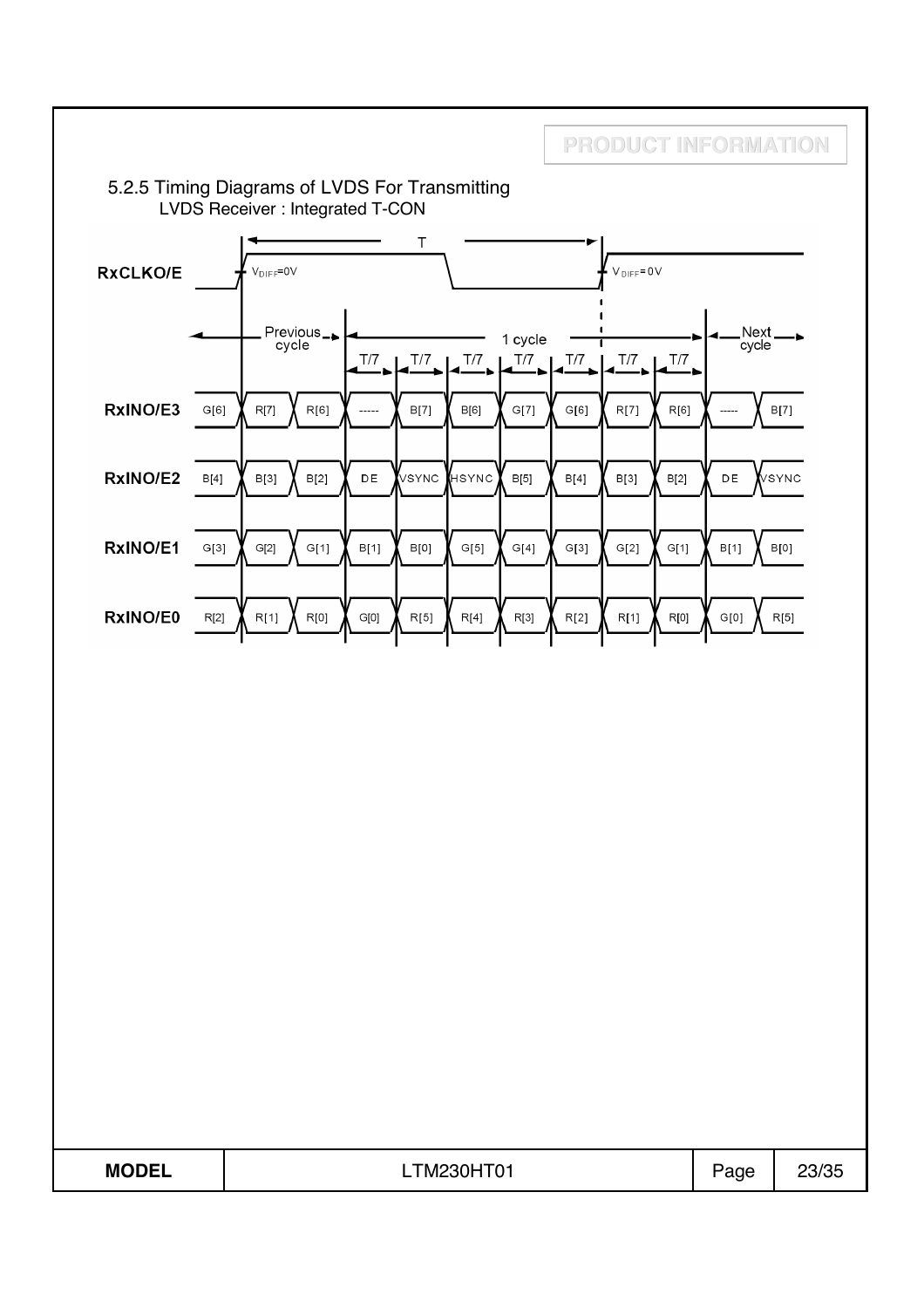5.2.5 Timing Diagrams of LVDS For Transmitting

LVDS Receiver : Integrated T-CON

| Signal | Previous cycle | | | | 1 cycle | | | | | | Next cycle | |
|---|---|---|---|---|---|---|---|---|---|---|---|---|
| RxIN0/E3 | G[6] | R[7] | R[6] | ----- | B[7] | B[6] | G[7] | G[6] | R[7] | R[6] | ----- | B[7] |
| RxIN0/E2 | B[4] | B[3] | B[2] | DE | VSYNC | HSYNC | B[5] | B[4] | B[3] | B[2] | DE | VSYNC |
| RxIN0/E1 | G[3] | G[2] | G[1] | B[1] | B[0] | G[5] | G[4] | G[3] | G[2] | G[1] | B[1] | B[0] |
| RxIN0/E0 | R[2] | R[1] | R[0] | G[0] | R[5] | R[4] | R[3] | R[2] | R[1] | R[0] | G[0] | R[5] |

RxCLKO/E: period T; $V_{DIFF}=0V$ at rising edges; each bit slot = T/7 (7 slots per cycle).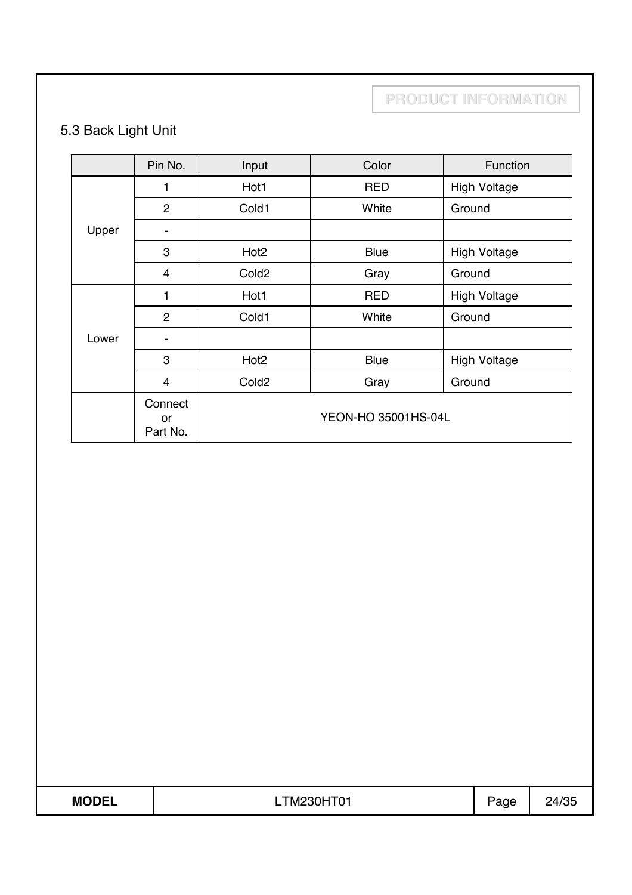PRODUCT INFORMATION

## 5.3 Back Light Unit

| | Pin No. | Input | Color | Function |
|---|---|---|---|---|
| Upper | 1 | Hot1 | RED | High Voltage |
| | 2 | Cold1 | White | Ground |
| | - | | | |
| | 3 | Hot2 | Blue | High Voltage |
| | 4 | Cold2 | Gray | Ground |
| Lower | 1 | Hot1 | RED | High Voltage |
| | 2 | Cold1 | White | Ground |
| | - | | | |
| | 3 | Hot2 | Blue | High Voltage |
| | 4 | Cold2 | Gray | Ground |
| | Connector Part No. | YEON-HO 35001HS-04L | | |

| MODEL | LTM230HT01 |
|---|---|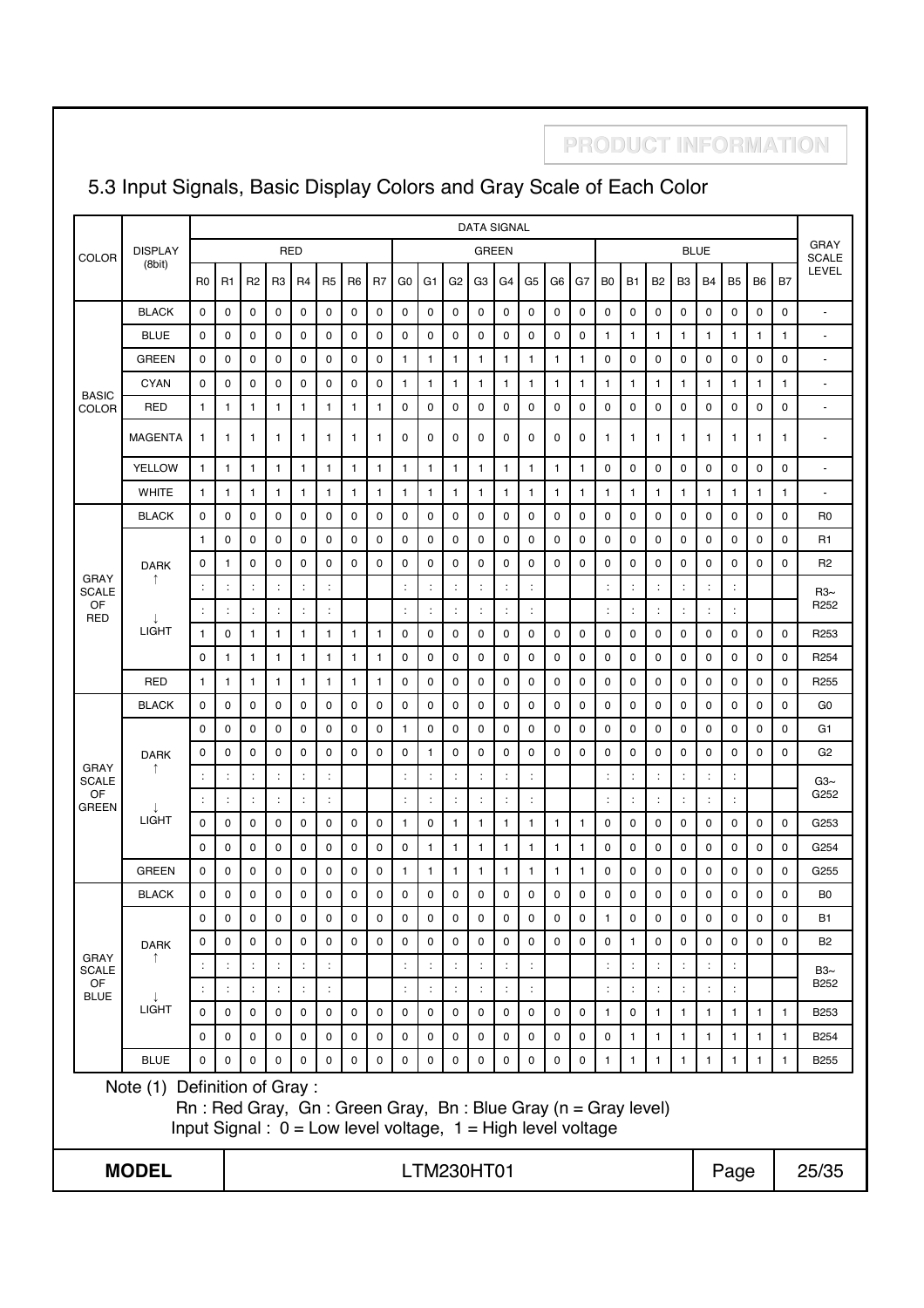## 5.3 Input Signals, Basic Display Colors and Gray Scale of Each Color

| COLOR | DISPLAY (8bit) | DATA SIGNAL | | | | | | | | | | | | | | | | | | | | | | | | GRAY SCALE LEVEL |
|---|---|---|---|---|---|---|---|---|---|---|---|---|---|---|---|---|---|---|---|---|---|---|---|---|---|---|
| | | RED | | | | | | | | GREEN | | | | | | | | BLUE | | | | | | | | |
| | | R0 | R1 | R2 | R3 | R4 | R5 | R6 | R7 | G0 | G1 | G2 | G3 | G4 | G5 | G6 | G7 | B0 | B1 | B2 | B3 | B4 | B5 | B6 | B7 | |
| BASIC COLOR | BLACK | 0 | 0 | 0 | 0 | 0 | 0 | 0 | 0 | 0 | 0 | 0 | 0 | 0 | 0 | 0 | 0 | 0 | 0 | 0 | 0 | 0 | 0 | 0 | 0 | - |
| | BLUE | 0 | 0 | 0 | 0 | 0 | 0 | 0 | 0 | 0 | 0 | 0 | 0 | 0 | 0 | 0 | 0 | 1 | 1 | 1 | 1 | 1 | 1 | 1 | 1 | - |
| | GREEN | 0 | 0 | 0 | 0 | 0 | 0 | 0 | 0 | 1 | 1 | 1 | 1 | 1 | 1 | 1 | 1 | 0 | 0 | 0 | 0 | 0 | 0 | 0 | 0 | - |
| | CYAN | 0 | 0 | 0 | 0 | 0 | 0 | 0 | 0 | 1 | 1 | 1 | 1 | 1 | 1 | 1 | 1 | 1 | 1 | 1 | 1 | 1 | 1 | 1 | 1 | - |
| | RED | 1 | 1 | 1 | 1 | 1 | 1 | 1 | 1 | 0 | 0 | 0 | 0 | 0 | 0 | 0 | 0 | 0 | 0 | 0 | 0 | 0 | 0 | 0 | 0 | - |
| | MAGENTA | 1 | 1 | 1 | 1 | 1 | 1 | 1 | 1 | 0 | 0 | 0 | 0 | 0 | 0 | 0 | 0 | 1 | 1 | 1 | 1 | 1 | 1 | 1 | 1 | - |
| | YELLOW | 1 | 1 | 1 | 1 | 1 | 1 | 1 | 1 | 1 | 1 | 1 | 1 | 1 | 1 | 1 | 1 | 0 | 0 | 0 | 0 | 0 | 0 | 0 | 0 | - |
| | WHITE | 1 | 1 | 1 | 1 | 1 | 1 | 1 | 1 | 1 | 1 | 1 | 1 | 1 | 1 | 1 | 1 | 1 | 1 | 1 | 1 | 1 | 1 | 1 | 1 | - |
| GRAY SCALE OF RED | BLACK | 0 | 0 | 0 | 0 | 0 | 0 | 0 | 0 | 0 | 0 | 0 | 0 | 0 | 0 | 0 | 0 | 0 | 0 | 0 | 0 | 0 | 0 | 0 | 0 | R0 |
| | DARK ↑ ↓ LIGHT | 1 | 0 | 0 | 0 | 0 | 0 | 0 | 0 | 0 | 0 | 0 | 0 | 0 | 0 | 0 | 0 | 0 | 0 | 0 | 0 | 0 | 0 | 0 | 0 | R1 |
| | | 0 | 1 | 0 | 0 | 0 | 0 | 0 | 0 | 0 | 0 | 0 | 0 | 0 | 0 | 0 | 0 | 0 | 0 | 0 | 0 | 0 | 0 | 0 | 0 | R2 |
| | | : | : | : | : | : | : | | | : | : | : | : | : | : | | | : | : | : | : | : | : | | | R3~ R252 |
| | | : | : | : | : | : | : | | | : | : | : | : | : | : | | | : | : | : | : | : | : | | | |
| | | 1 | 0 | 1 | 1 | 1 | 1 | 1 | 1 | 0 | 0 | 0 | 0 | 0 | 0 | 0 | 0 | 0 | 0 | 0 | 0 | 0 | 0 | 0 | 0 | R253 |
| | | 0 | 1 | 1 | 1 | 1 | 1 | 1 | 1 | 0 | 0 | 0 | 0 | 0 | 0 | 0 | 0 | 0 | 0 | 0 | 0 | 0 | 0 | 0 | 0 | R254 |
| | RED | 1 | 1 | 1 | 1 | 1 | 1 | 1 | 1 | 0 | 0 | 0 | 0 | 0 | 0 | 0 | 0 | 0 | 0 | 0 | 0 | 0 | 0 | 0 | 0 | R255 |
| GRAY SCALE OF GREEN | BLACK | 0 | 0 | 0 | 0 | 0 | 0 | 0 | 0 | 0 | 0 | 0 | 0 | 0 | 0 | 0 | 0 | 0 | 0 | 0 | 0 | 0 | 0 | 0 | 0 | G0 |
| | DARK ↑ ↓ LIGHT | 0 | 0 | 0 | 0 | 0 | 0 | 0 | 0 | 1 | 0 | 0 | 0 | 0 | 0 | 0 | 0 | 0 | 0 | 0 | 0 | 0 | 0 | 0 | 0 | G1 |
| | | 0 | 0 | 0 | 0 | 0 | 0 | 0 | 0 | 0 | 1 | 0 | 0 | 0 | 0 | 0 | 0 | 0 | 0 | 0 | 0 | 0 | 0 | 0 | 0 | G2 |
| | | : | : | : | : | : | : | | | : | : | : | : | : | : | | | : | : | : | : | : | : | | | G3~ G252 |
| | | : | : | : | : | : | : | | | : | : | : | : | : | : | | | : | : | : | : | : | : | | | |
| | | 0 | 0 | 0 | 0 | 0 | 0 | 0 | 0 | 1 | 0 | 1 | 1 | 1 | 1 | 1 | 1 | 0 | 0 | 0 | 0 | 0 | 0 | 0 | 0 | G253 |
| | | 0 | 0 | 0 | 0 | 0 | 0 | 0 | 0 | 0 | 1 | 1 | 1 | 1 | 1 | 1 | 1 | 0 | 0 | 0 | 0 | 0 | 0 | 0 | 0 | G254 |
| | GREEN | 0 | 0 | 0 | 0 | 0 | 0 | 0 | 0 | 1 | 1 | 1 | 1 | 1 | 1 | 1 | 1 | 0 | 0 | 0 | 0 | 0 | 0 | 0 | 0 | G255 |
| GRAY SCALE OF BLUE | BLACK | 0 | 0 | 0 | 0 | 0 | 0 | 0 | 0 | 0 | 0 | 0 | 0 | 0 | 0 | 0 | 0 | 0 | 0 | 0 | 0 | 0 | 0 | 0 | 0 | B0 |
| | DARK ↑ ↓ LIGHT | 0 | 0 | 0 | 0 | 0 | 0 | 0 | 0 | 0 | 0 | 0 | 0 | 0 | 0 | 0 | 0 | 1 | 0 | 0 | 0 | 0 | 0 | 0 | 0 | B1 |
| | | 0 | 0 | 0 | 0 | 0 | 0 | 0 | 0 | 0 | 0 | 0 | 0 | 0 | 0 | 0 | 0 | 0 | 1 | 0 | 0 | 0 | 0 | 0 | 0 | B2 |
| | | : | : | : | : | : | : | | | : | : | : | : | : | : | | | : | : | : | : | : | : | | | B3~ B252 |
| | | : | : | : | : | : | : | | | : | : | : | : | : | : | | | : | : | : | : | : | : | | | |
| | | 0 | 0 | 0 | 0 | 0 | 0 | 0 | 0 | 0 | 0 | 0 | 0 | 0 | 0 | 0 | 0 | 1 | 0 | 1 | 1 | 1 | 1 | 1 | 1 | B253 |
| | | 0 | 0 | 0 | 0 | 0 | 0 | 0 | 0 | 0 | 0 | 0 | 0 | 0 | 0 | 0 | 0 | 0 | 1 | 1 | 1 | 1 | 1 | 1 | 1 | B254 |
| | BLUE | 0 | 0 | 0 | 0 | 0 | 0 | 0 | 0 | 0 | 0 | 0 | 0 | 0 | 0 | 0 | 0 | 1 | 1 | 1 | 1 | 1 | 1 | 1 | 1 | B255 |

Note (1) Definition of Gray :

Rn : Red Gray, Gn : Green Gray, Bn : Blue Gray (n = Gray level)

Input Signal : 0 = Low level voltage, 1 = High level voltage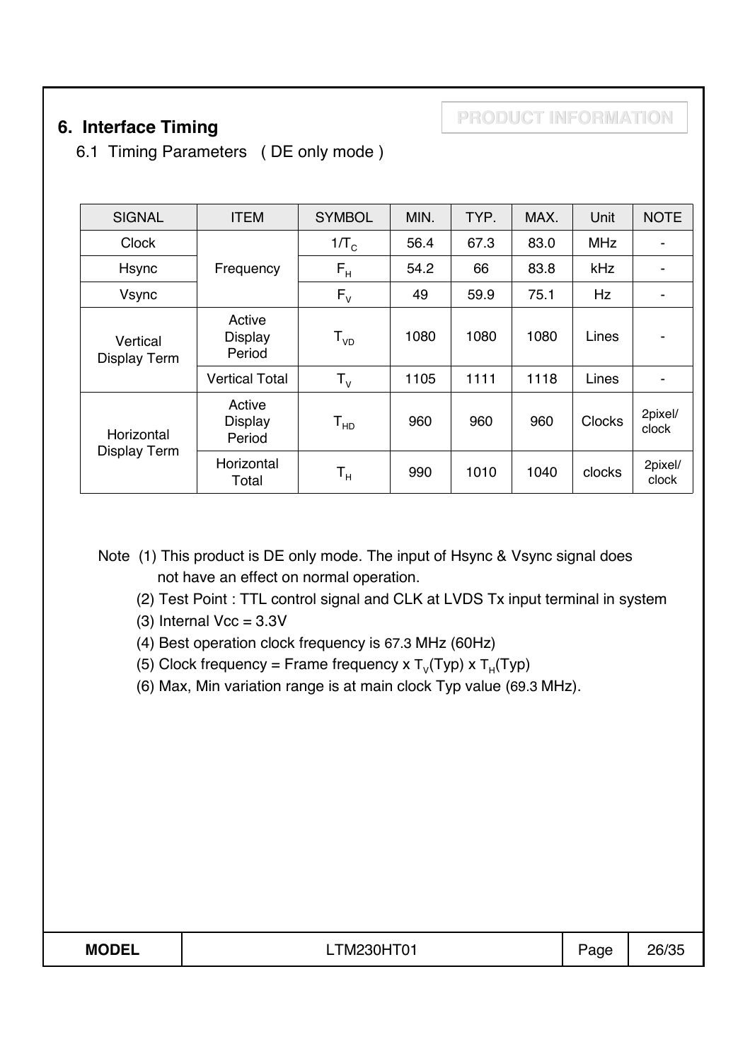PRODUCT INFORMATION

## 6. Interface Timing

### 6.1 Timing Parameters ( DE only mode )

| SIGNAL | ITEM | SYMBOL | MIN. | TYP. | MAX. | Unit | NOTE |
|---|---|---|---|---|---|---|---|
| Clock | Frequency | $1/T_C$ | 56.4 | 67.3 | 83.0 | MHz | - |
| Hsync | | $F_H$ | 54.2 | 66 | 83.8 | kHz | - |
| Vsync | | $F_V$ | 49 | 59.9 | 75.1 | Hz | - |
| Vertical Display Term | Active Display Period | $T_{VD}$ | 1080 | 1080 | 1080 | Lines | - |
| | Vertical Total | $T_V$ | 1105 | 1111 | 1118 | Lines | - |
| Horizontal Display Term | Active Display Period | $T_{HD}$ | 960 | 960 | 960 | Clocks | 2pixel/clock |
| | Horizontal Total | $T_H$ | 990 | 1010 | 1040 | clocks | 2pixel/clock |

Note (1) This product is DE only mode. The input of Hsync & Vsync signal does not have an effect on normal operation.

(2) Test Point : TTL control signal and CLK at LVDS Tx input terminal in system

(3) Internal Vcc = 3.3V

(4) Best operation clock frequency is 67.3 MHz (60Hz)

(5) Clock frequency = Frame frequency x $T_V$(Typ) x $T_H$(Typ)

(6) Max, Min variation range is at main clock Typ value (69.3 MHz).

| MODEL | LTM230HT01 | Page | 26/35 |
|---|---|---|---|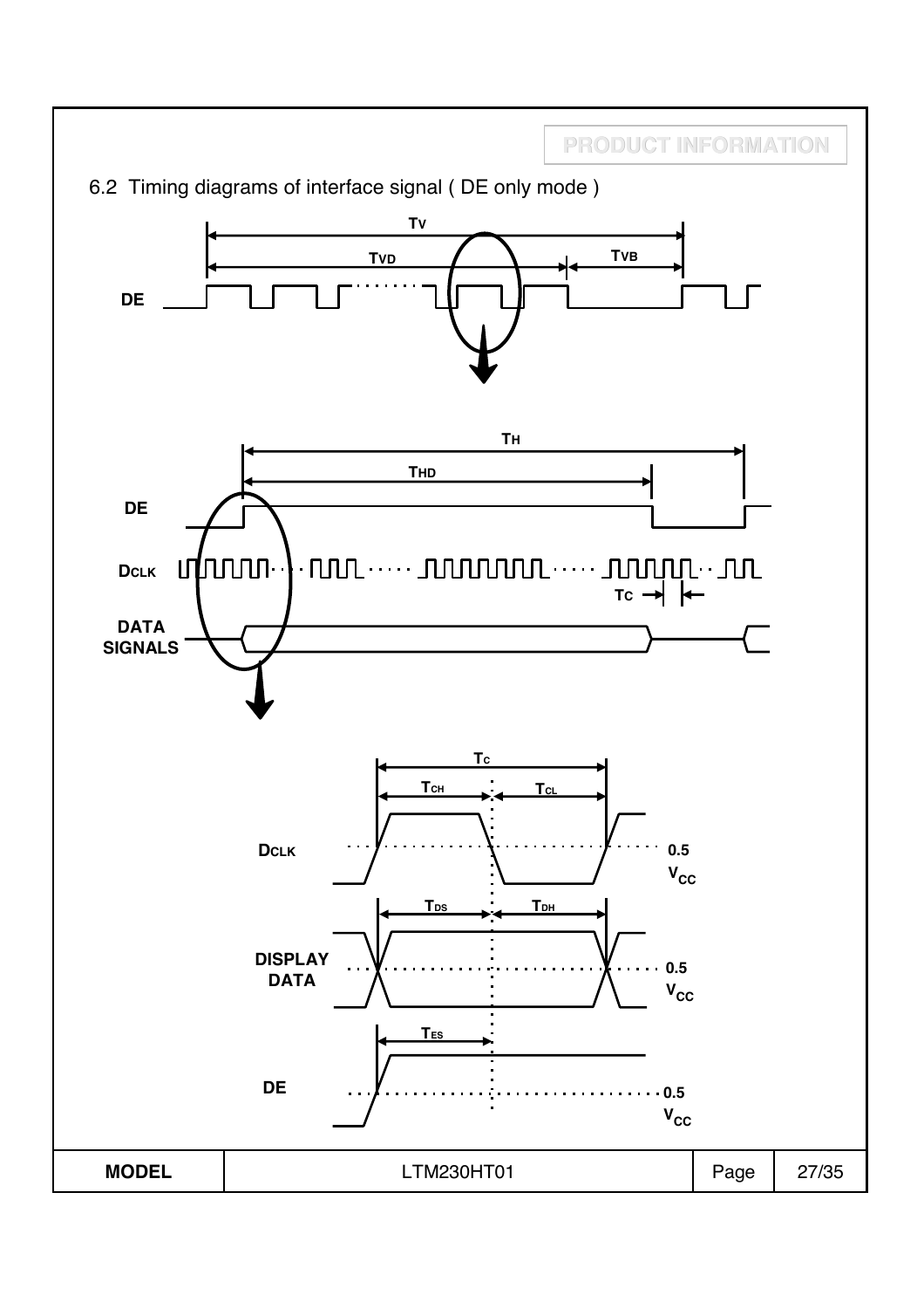## 6.2 Timing diagrams of interface signal ( DE only mode )

TV

TVD

TVB

DE

TH

THD

DE

DCLK

TC

DATA SIGNALS

TC

TCH

TCL

DCLK

0.5 VCC

TDS

TDH

DISPLAY DATA

0.5 VCC

TES

DE

0.5 VCC

| MODEL | LTM230HT01 | Page | 27/35 |
|---|---|---|---|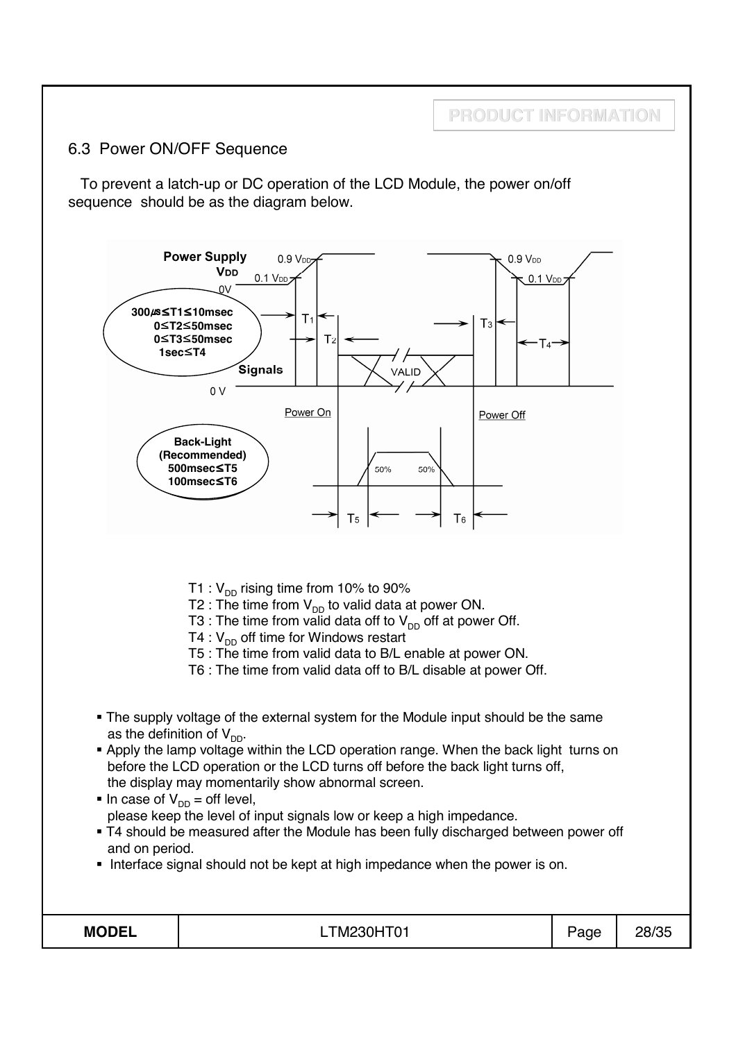## 6.3 Power ON/OFF Sequence

To prevent a latch-up or DC operation of the LCD Module, the power on/off sequence should be as the diagram below.

- T1 : $V_{DD}$ rising time from 10% to 90%
- T2 : The time from $V_{DD}$ to valid data at power ON.
- T3 : The time from valid data off to $V_{DD}$ off at power Off.
- T4 : $V_{DD}$ off time for Windows restart
- T5 : The time from valid data to B/L enable at power ON.
- T6 : The time from valid data off to B/L disable at power Off.

- The supply voltage of the external system for the Module input should be the same as the definition of $V_{DD}$.
- Apply the lamp voltage within the LCD operation range. When the back light turns on before the LCD operation or the LCD turns off before the back light turns off, the display may momentarily show abnormal screen.
- In case of $V_{DD}$ = off level, please keep the level of input signals low or keep a high impedance.
- T4 should be measured after the Module has been fully discharged between power off and on period.
- Interface signal should not be kept at high impedance when the power is on.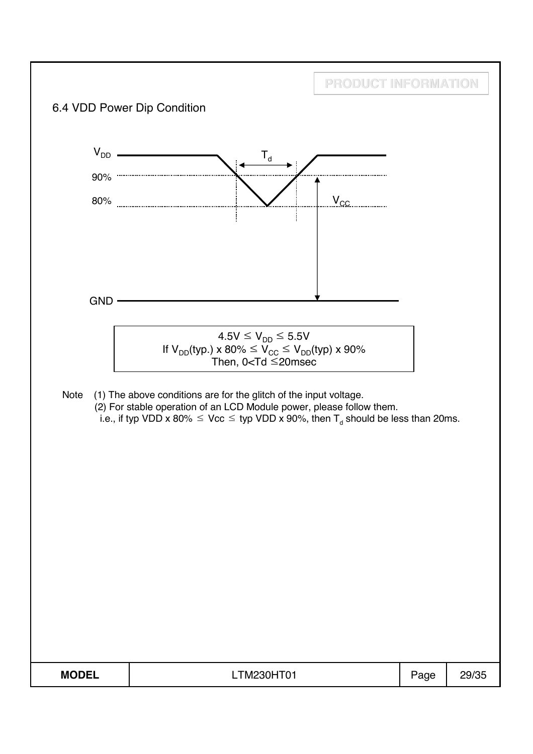PRODUCT INFORMATION

## 6.4 VDD Power Dip Condition

$4.5V \leq V_{DD} \leq 5.5V$

If $V_{DD}$(typ.) x 80% $\leq V_{CC} \leq V_{DD}$(typ) x 90%

Then, 0<Td ≤20msec

Note (1) The above conditions are for the glitch of the input voltage.

(2) For stable operation of an LCD Module power, please follow them.

i.e., if typ VDD x 80% ≤ Vcc ≤ typ VDD x 90%, then $T_d$ should be less than 20ms.

| MODEL | LTM230HT01 | Page | 29/35 |
| --- | --- | --- | --- |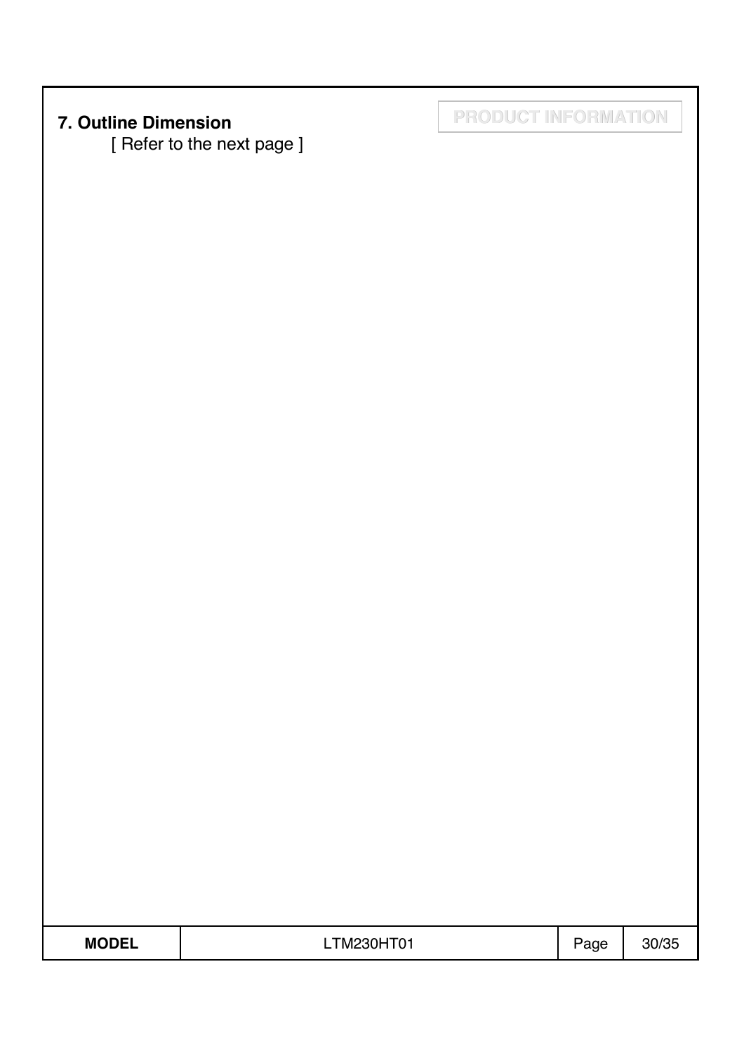## 7. Outline Dimension

[ Refer to the next page ]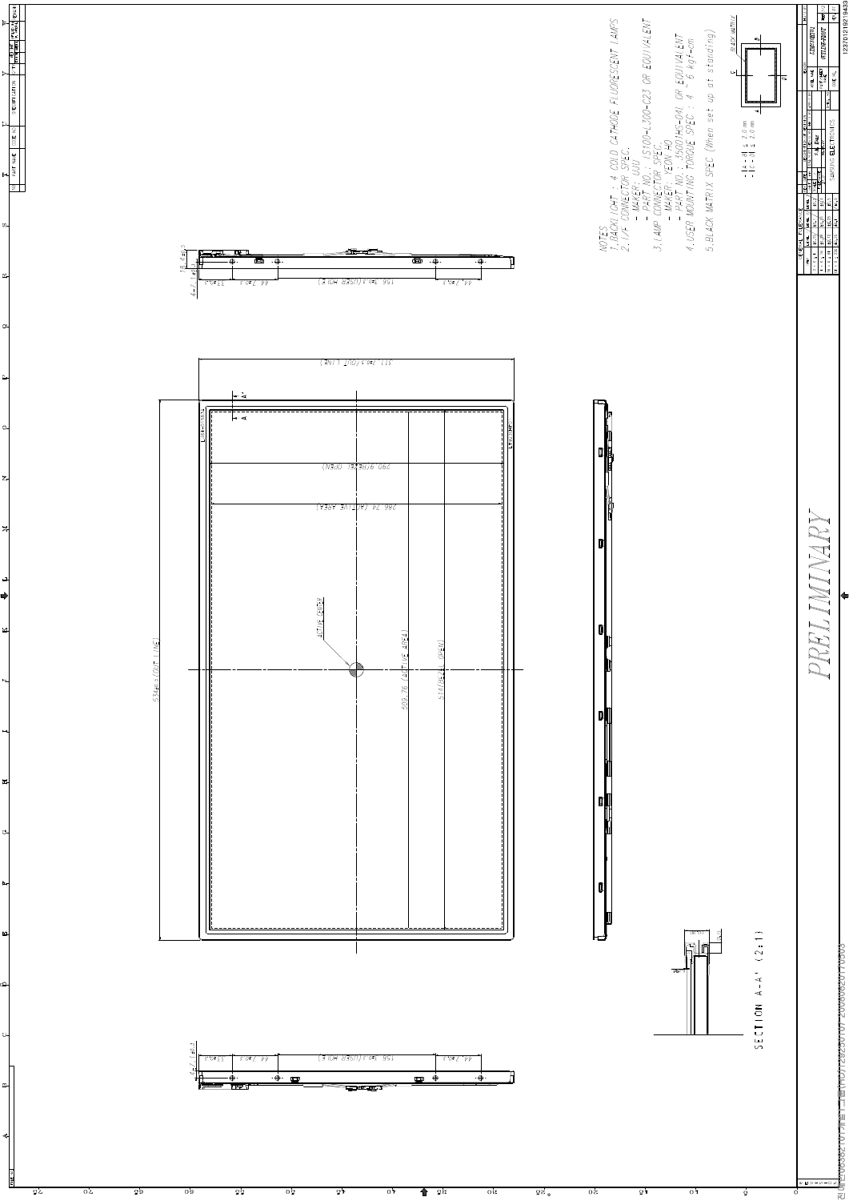NOTES.

1. BACKLIGHT : 4 COLD CATHODE FLUORESCENT LAMPS
2. I/F CONNECTOR SPEC.
   - MAKER: UJU
   - PART NO.: IS100-L300-C23 OR EQUIVALENT
3. LAMP CONNECTOR SPEC.
   - MAKER: YEON HO
   - PART NO.: 35001HS-04L OR EQUIVALENT
4. USER MOUNTING TORQUE SPEC : 4 ~ 6 kgf-cm
5. BLACK MATRIX SPEC (When set up at standing)

|A - B| ≤ 2.0 mm
|C - D| ≤ 2.0 mm

BLACK MATRIX

534±0.5 (OUT LINE)

311.7±0.5 (OUT LINE)

509.76 (ACTIVE AREA)

514 (BEZEL OPEN)

286.74 (ACTIVE AREA)

290.9 (BEZEL OPEN)

ACTIVE CENTER

156.7±0.5 (USER HOLE)

44.7±0.5

18.4±0.5

SECTION A-A' (2:1)

SAMSUNG ELECTRONICS

PRELIMINARY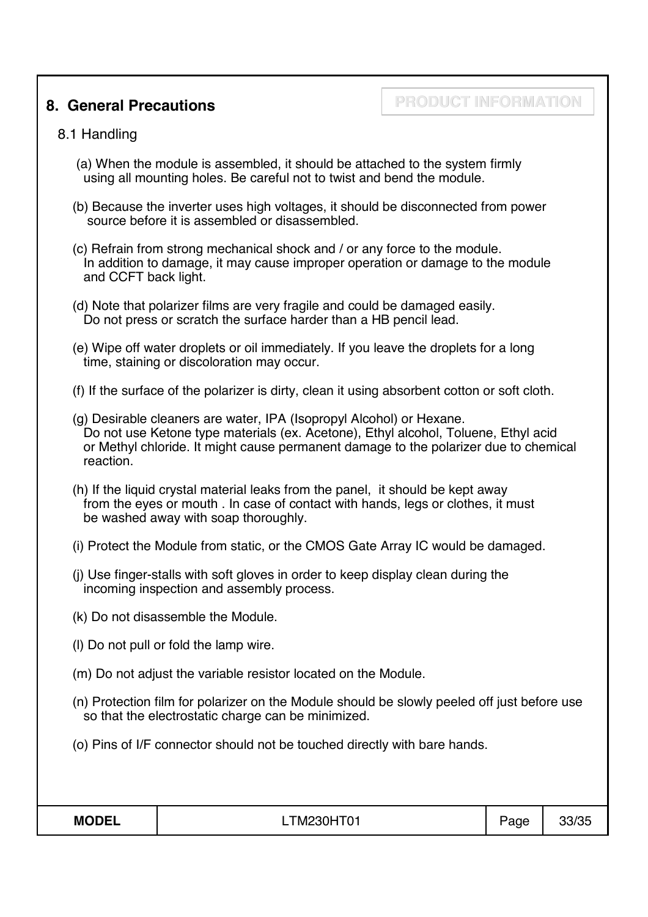## 8. General Precautions

PRODUCT INFORMATION

### 8.1 Handling

(a) When the module is assembled, it should be attached to the system firmly using all mounting holes. Be careful not to twist and bend the module.

(b) Because the inverter uses high voltages, it should be disconnected from power source before it is assembled or disassembled.

(c) Refrain from strong mechanical shock and / or any force to the module. In addition to damage, it may cause improper operation or damage to the module and CCFT back light.

(d) Note that polarizer films are very fragile and could be damaged easily. Do not press or scratch the surface harder than a HB pencil lead.

(e) Wipe off water droplets or oil immediately. If you leave the droplets for a long time, staining or discoloration may occur.

(f) If the surface of the polarizer is dirty, clean it using absorbent cotton or soft cloth.

(g) Desirable cleaners are water, IPA (Isopropyl Alcohol) or Hexane. Do not use Ketone type materials (ex. Acetone), Ethyl alcohol, Toluene, Ethyl acid or Methyl chloride. It might cause permanent damage to the polarizer due to chemical reaction.

(h) If the liquid crystal material leaks from the panel, it should be kept away from the eyes or mouth . In case of contact with hands, legs or clothes, it must be washed away with soap thoroughly.

(i) Protect the Module from static, or the CMOS Gate Array IC would be damaged.

(j) Use finger-stalls with soft gloves in order to keep display clean during the incoming inspection and assembly process.

(k) Do not disassemble the Module.

(l) Do not pull or fold the lamp wire.

(m) Do not adjust the variable resistor located on the Module.

(n) Protection film for polarizer on the Module should be slowly peeled off just before use so that the electrostatic charge can be minimized.

(o) Pins of I/F connector should not be touched directly with bare hands.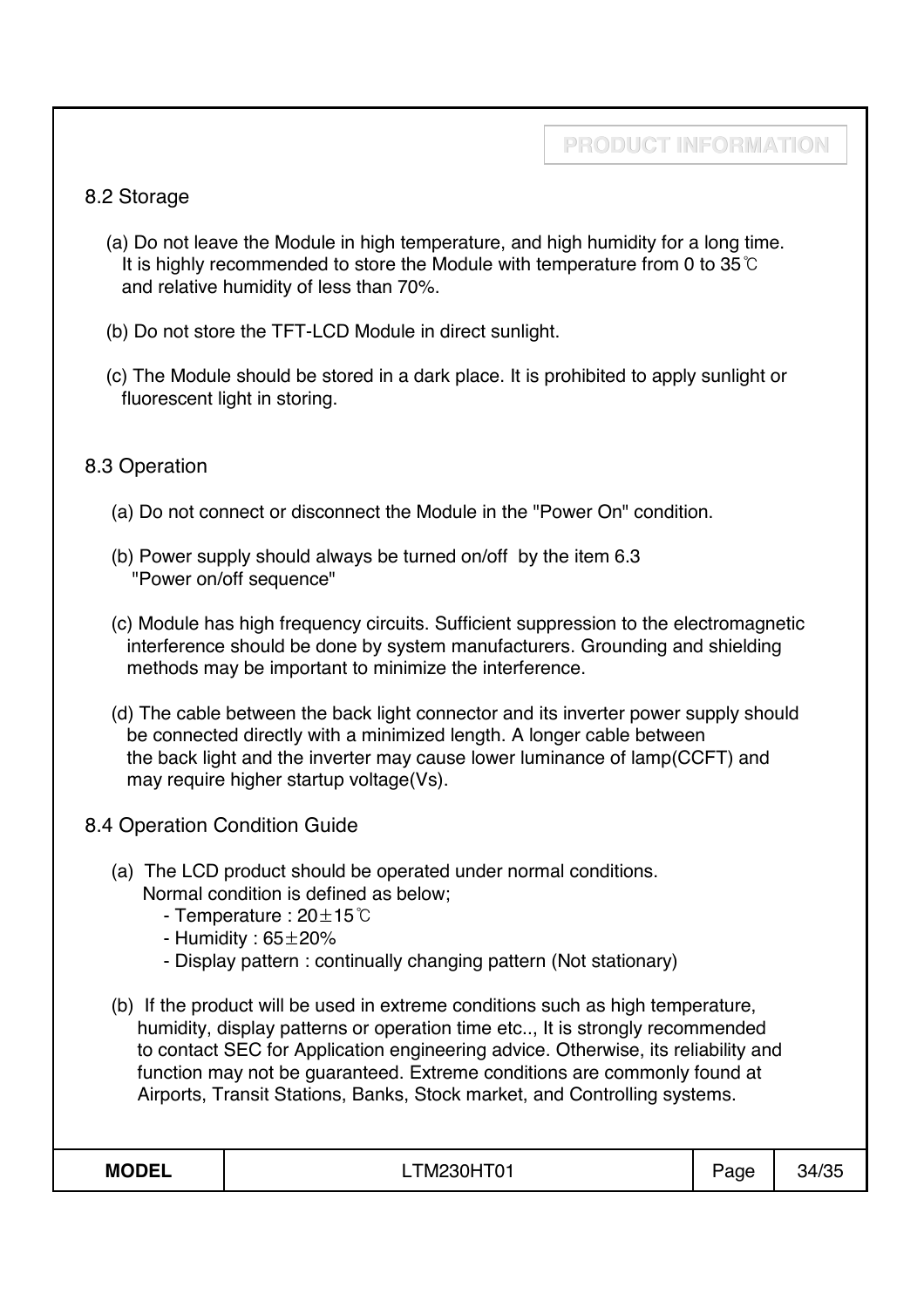## 8.2 Storage

(a) Do not leave the Module in high temperature, and high humidity for a long time. It is highly recommended to store the Module with temperature from 0 to 35℃ and relative humidity of less than 70%.

(b) Do not store the TFT-LCD Module in direct sunlight.

(c) The Module should be stored in a dark place. It is prohibited to apply sunlight or fluorescent light in storing.

## 8.3 Operation

(a) Do not connect or disconnect the Module in the "Power On" condition.

(b) Power supply should always be turned on/off by the item 6.3 "Power on/off sequence"

(c) Module has high frequency circuits. Sufficient suppression to the electromagnetic interference should be done by system manufacturers. Grounding and shielding methods may be important to minimize the interference.

(d) The cable between the back light connector and its inverter power supply should be connected directly with a minimized length. A longer cable between the back light and the inverter may cause lower luminance of lamp(CCFT) and may require higher startup voltage(Vs).

## 8.4 Operation Condition Guide

(a) The LCD product should be operated under normal conditions. Normal condition is defined as below;
- Temperature : 20±15℃
- Humidity : 65±20%
- Display pattern : continually changing pattern (Not stationary)

(b) If the product will be used in extreme conditions such as high temperature, humidity, display patterns or operation time etc.., It is strongly recommended to contact SEC for Application engineering advice. Otherwise, its reliability and function may not be guaranteed. Extreme conditions are commonly found at Airports, Transit Stations, Banks, Stock market, and Controlling systems.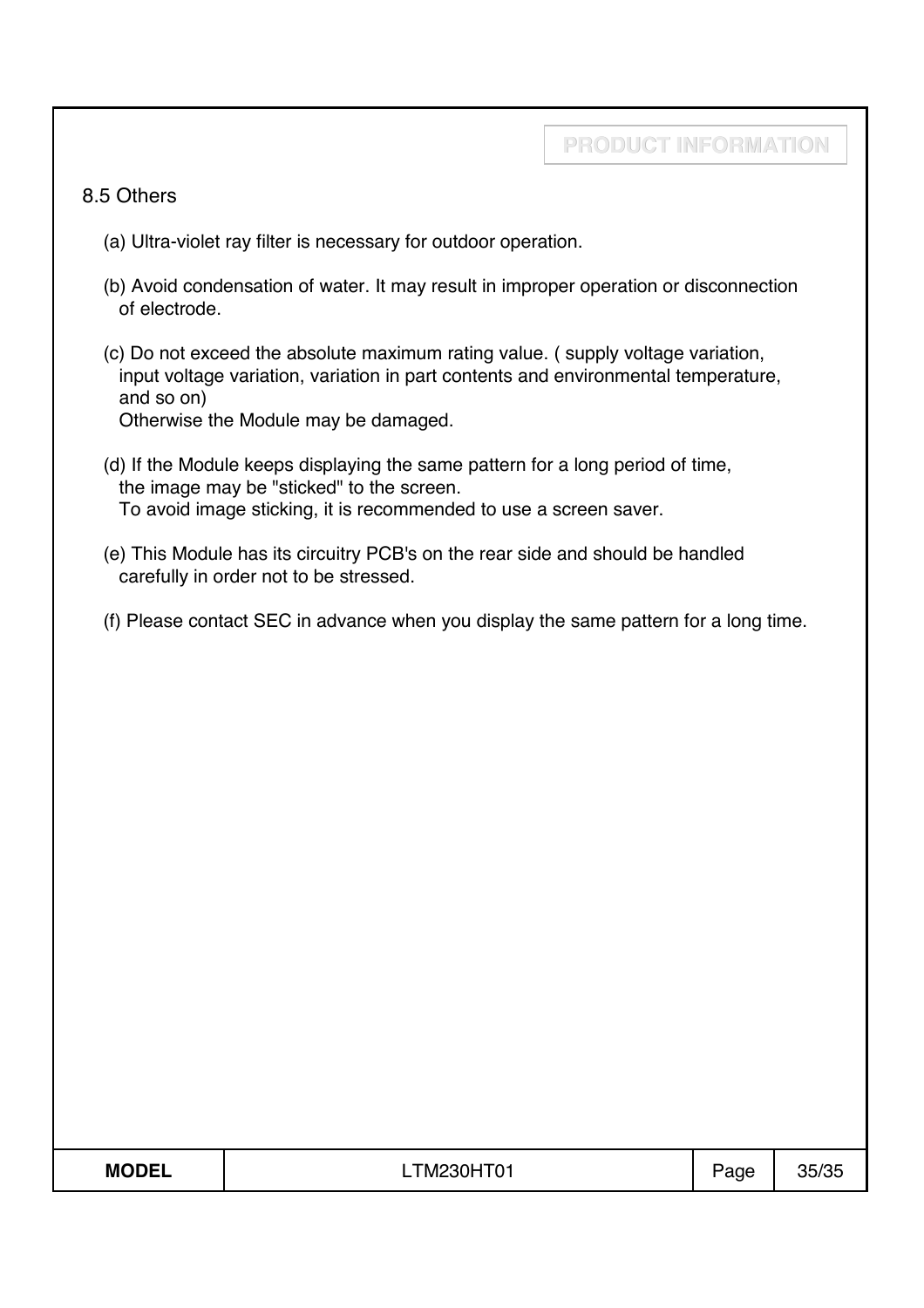### 8.5 Others

(a) Ultra-violet ray filter is necessary for outdoor operation.

(b) Avoid condensation of water. It may result in improper operation or disconnection of electrode.

(c) Do not exceed the absolute maximum rating value. ( supply voltage variation, input voltage variation, variation in part contents and environmental temperature, and so on)
Otherwise the Module may be damaged.

(d) If the Module keeps displaying the same pattern for a long period of time, the image may be "sticked" to the screen.
To avoid image sticking, it is recommended to use a screen saver.

(e) This Module has its circuitry PCB's on the rear side and should be handled carefully in order not to be stressed.

(f) Please contact SEC in advance when you display the same pattern for a long time.